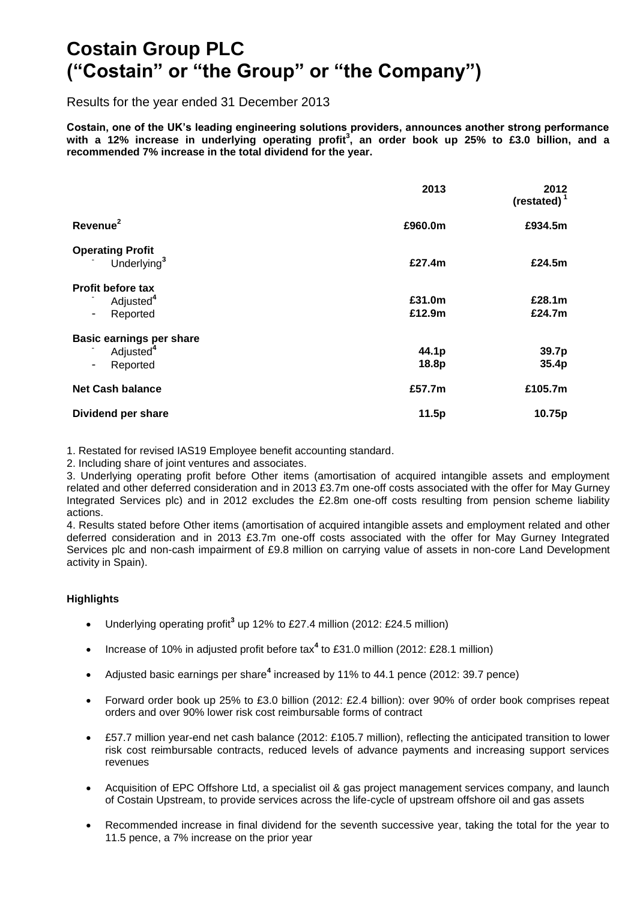# Costain Group PLC ("Costain" or "the Group" or "the Company")

Results for the year ended 31 December 2013

**Costain, one of the UK's leading engineering solutions providers, announces another strong performance with a 12% increase in underlying operating profit[3], an order book up 25% to £3.0 billion, and a recommended 7% increase in the total dividend for the year.**

| | 2013 | 2012 (restated)[1] |
|---|---|---|
| **Revenue[2]** | **£960.0m** | **£934.5m** |
| **Operating Profit** | | |
| - Underlying[3] | **£27.4m** | **£24.5m** |
| **Profit before tax** | | |
| - Adjusted[4] | **£31.0m** | **£28.1m** |
| - Reported | **£12.9m** | **£24.7m** |
| **Basic earnings per share** | | |
| - Adjusted[4] | **44.1p** | **39.7p** |
| - Reported | **18.8p** | **35.4p** |
| **Net Cash balance** | **£57.7m** | **£105.7m** |
| **Dividend per share** | **11.5p** | **10.75p** |

1. Restated for revised IAS19 Employee benefit accounting standard.
2. Including share of joint ventures and associates.
3. Underlying operating profit before Other items (amortisation of acquired intangible assets and employment related and other deferred consideration and in 2013 £3.7m one-off costs associated with the offer for May Gurney Integrated Services plc) and in 2012 excludes the £2.8m one-off costs resulting from pension scheme liability actions.
4. Results stated before Other items (amortisation of acquired intangible assets and employment related and other deferred consideration and in 2013 £3.7m one-off costs associated with the offer for May Gurney Integrated Services plc and non-cash impairment of £9.8 million on carrying value of assets in non-core Land Development activity in Spain).

**Highlights**

- Underlying operating profit[3] up 12% to £27.4 million (2012: £24.5 million)
- Increase of 10% in adjusted profit before tax[4] to £31.0 million (2012: £28.1 million)
- Adjusted basic earnings per share[4] increased by 11% to 44.1 pence (2012: 39.7 pence)
- Forward order book up 25% to £3.0 billion (2012: £2.4 billion): over 90% of order book comprises repeat orders and over 90% lower risk cost reimbursable forms of contract
- £57.7 million year-end net cash balance (2012: £105.7 million), reflecting the anticipated transition to lower risk cost reimbursable contracts, reduced levels of advance payments and increasing support services revenues
- Acquisition of EPC Offshore Ltd, a specialist oil & gas project management services company, and launch of Costain Upstream, to provide services across the life-cycle of upstream offshore oil and gas assets
- Recommended increase in final dividend for the seventh successive year, taking the total for the year to 11.5 pence, a 7% increase on the prior year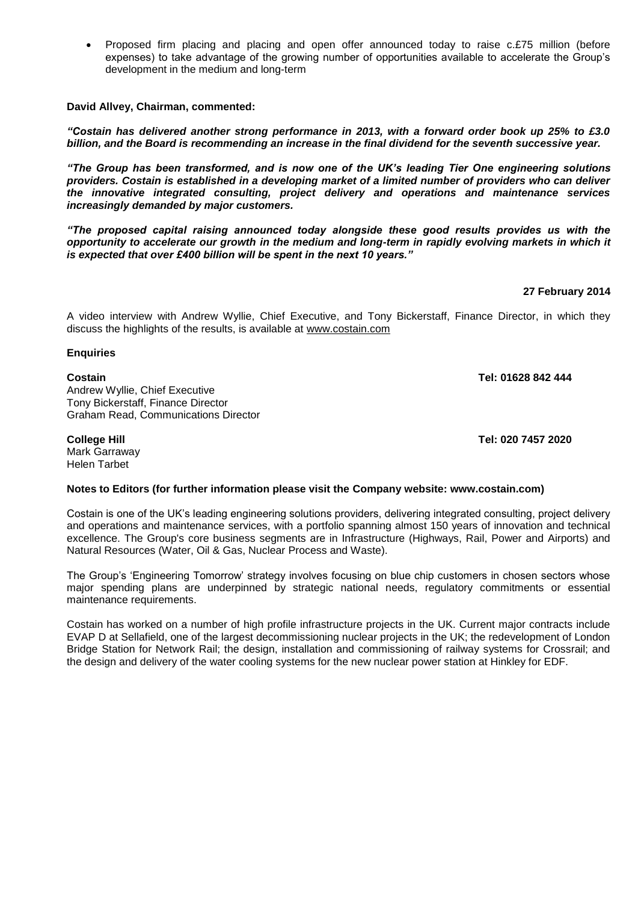- Proposed firm placing and placing and open offer announced today to raise c.£75 million (before expenses) to take advantage of the growing number of opportunities available to accelerate the Group's development in the medium and long-term

**David Allvey, Chairman, commented:**

***"Costain has delivered another strong performance in 2013, with a forward order book up 25% to £3.0 billion, and the Board is recommending an increase in the final dividend for the seventh successive year.***

***"The Group has been transformed, and is now one of the UK's leading Tier One engineering solutions providers. Costain is established in a developing market of a limited number of providers who can deliver the innovative integrated consulting, project delivery and operations and maintenance services increasingly demanded by major customers.***

***"The proposed capital raising announced today alongside these good results provides us with the opportunity to accelerate our growth in the medium and long-term in rapidly evolving markets in which it is expected that over £400 billion will be spent in the next 10 years."***

**27 February 2014**

A video interview with Andrew Wyllie, Chief Executive, and Tony Bickerstaff, Finance Director, in which they discuss the highlights of the results, is available at www.costain.com

**Enquiries**

**Costain** **Tel: 01628 842 444**
Andrew Wyllie, Chief Executive
Tony Bickerstaff, Finance Director
Graham Read, Communications Director

**College Hill** **Tel: 020 7457 2020**
Mark Garraway
Helen Tarbet

**Notes to Editors (for further information please visit the Company website: www.costain.com)**

Costain is one of the UK's leading engineering solutions providers, delivering integrated consulting, project delivery and operations and maintenance services, with a portfolio spanning almost 150 years of innovation and technical excellence. The Group's core business segments are in Infrastructure (Highways, Rail, Power and Airports) and Natural Resources (Water, Oil & Gas, Nuclear Process and Waste).

The Group's 'Engineering Tomorrow' strategy involves focusing on blue chip customers in chosen sectors whose major spending plans are underpinned by strategic national needs, regulatory commitments or essential maintenance requirements.

Costain has worked on a number of high profile infrastructure projects in the UK. Current major contracts include EVAP D at Sellafield, one of the largest decommissioning nuclear projects in the UK; the redevelopment of London Bridge Station for Network Rail; the design, installation and commissioning of railway systems for Crossrail; and the design and delivery of the water cooling systems for the new nuclear power station at Hinkley for EDF.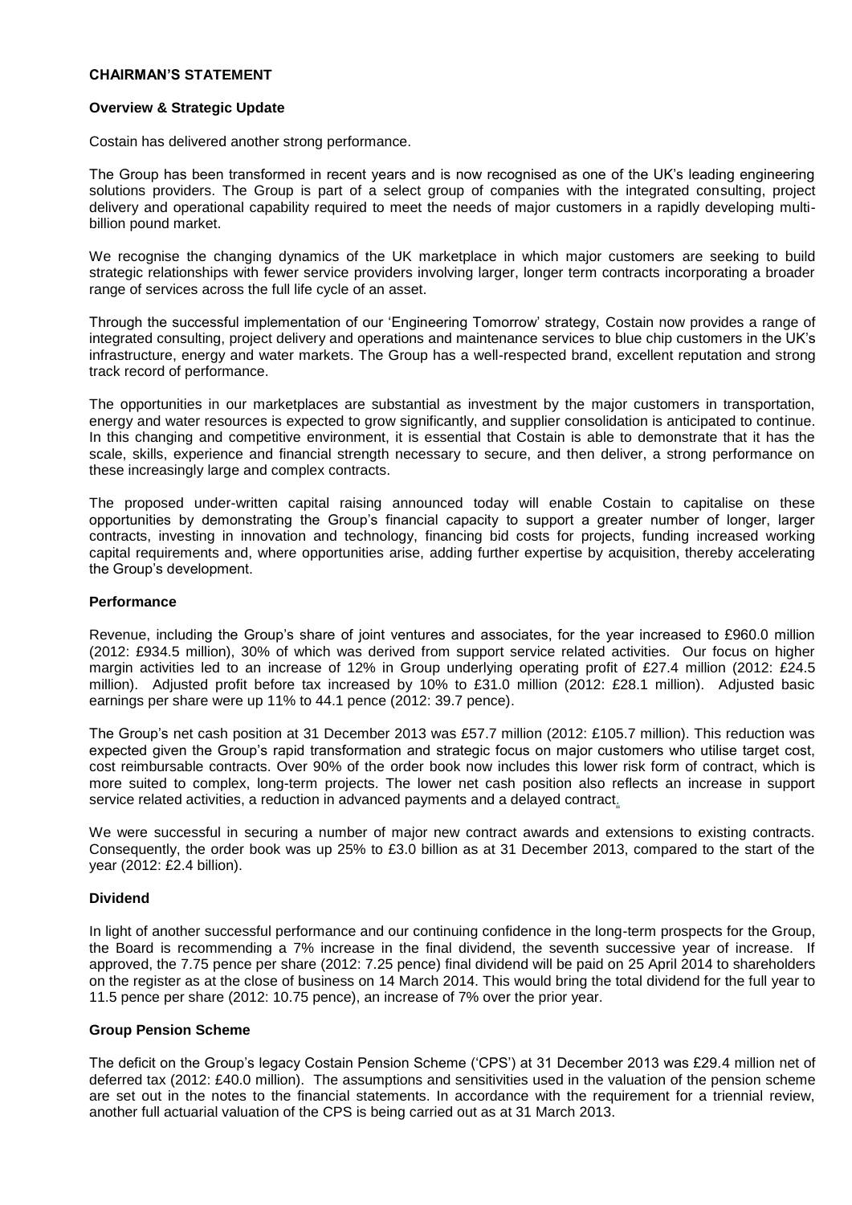## CHAIRMAN'S STATEMENT

### Overview & Strategic Update

Costain has delivered another strong performance.

The Group has been transformed in recent years and is now recognised as one of the UK's leading engineering solutions providers. The Group is part of a select group of companies with the integrated consulting, project delivery and operational capability required to meet the needs of major customers in a rapidly developing multi-billion pound market.

We recognise the changing dynamics of the UK marketplace in which major customers are seeking to build strategic relationships with fewer service providers involving larger, longer term contracts incorporating a broader range of services across the full life cycle of an asset.

Through the successful implementation of our 'Engineering Tomorrow' strategy, Costain now provides a range of integrated consulting, project delivery and operations and maintenance services to blue chip customers in the UK's infrastructure, energy and water markets. The Group has a well-respected brand, excellent reputation and strong track record of performance.

The opportunities in our marketplaces are substantial as investment by the major customers in transportation, energy and water resources is expected to grow significantly, and supplier consolidation is anticipated to continue. In this changing and competitive environment, it is essential that Costain is able to demonstrate that it has the scale, skills, experience and financial strength necessary to secure, and then deliver, a strong performance on these increasingly large and complex contracts.

The proposed under-written capital raising announced today will enable Costain to capitalise on these opportunities by demonstrating the Group's financial capacity to support a greater number of longer, larger contracts, investing in innovation and technology, financing bid costs for projects, funding increased working capital requirements and, where opportunities arise, adding further expertise by acquisition, thereby accelerating the Group's development.

### Performance

Revenue, including the Group's share of joint ventures and associates, for the year increased to £960.0 million (2012: £934.5 million), 30% of which was derived from support service related activities. Our focus on higher margin activities led to an increase of 12% in Group underlying operating profit of £27.4 million (2012: £24.5 million). Adjusted profit before tax increased by 10% to £31.0 million (2012: £28.1 million). Adjusted basic earnings per share were up 11% to 44.1 pence (2012: 39.7 pence).

The Group's net cash position at 31 December 2013 was £57.7 million (2012: £105.7 million). This reduction was expected given the Group's rapid transformation and strategic focus on major customers who utilise target cost, cost reimbursable contracts. Over 90% of the order book now includes this lower risk form of contract, which is more suited to complex, long-term projects. The lower net cash position also reflects an increase in support service related activities, a reduction in advanced payments and a delayed contract.

We were successful in securing a number of major new contract awards and extensions to existing contracts. Consequently, the order book was up 25% to £3.0 billion as at 31 December 2013, compared to the start of the year (2012: £2.4 billion).

### Dividend

In light of another successful performance and our continuing confidence in the long-term prospects for the Group, the Board is recommending a 7% increase in the final dividend, the seventh successive year of increase. If approved, the 7.75 pence per share (2012: 7.25 pence) final dividend will be paid on 25 April 2014 to shareholders on the register as at the close of business on 14 March 2014. This would bring the total dividend for the full year to 11.5 pence per share (2012: 10.75 pence), an increase of 7% over the prior year.

### Group Pension Scheme

The deficit on the Group's legacy Costain Pension Scheme ('CPS') at 31 December 2013 was £29.4 million net of deferred tax (2012: £40.0 million). The assumptions and sensitivities used in the valuation of the pension scheme are set out in the notes to the financial statements. In accordance with the requirement for a triennial review, another full actuarial valuation of the CPS is being carried out as at 31 March 2013.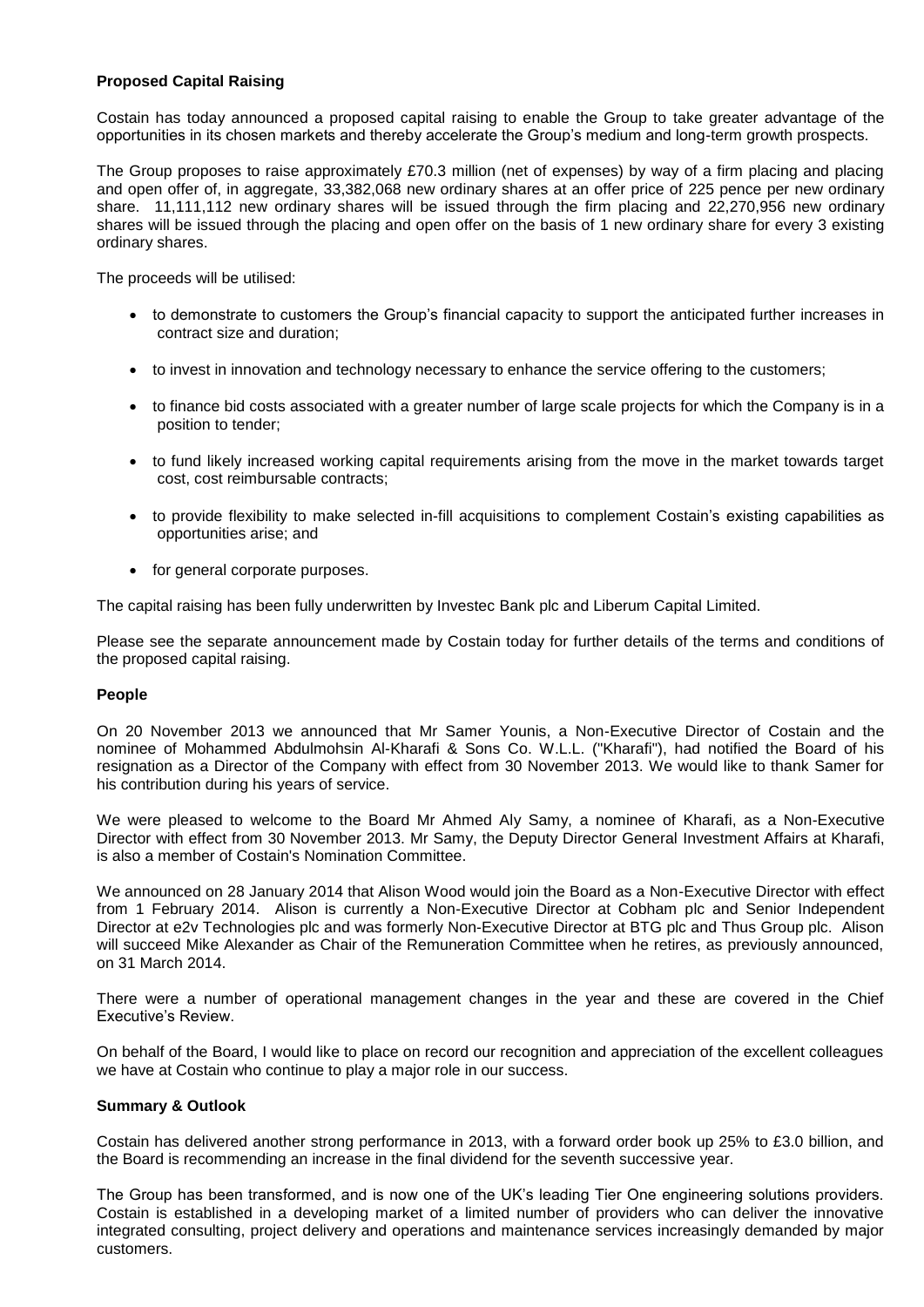**Proposed Capital Raising**

Costain has today announced a proposed capital raising to enable the Group to take greater advantage of the opportunities in its chosen markets and thereby accelerate the Group's medium and long-term growth prospects.

The Group proposes to raise approximately £70.3 million (net of expenses) by way of a firm placing and placing and open offer of, in aggregate, 33,382,068 new ordinary shares at an offer price of 225 pence per new ordinary share. 11,111,112 new ordinary shares will be issued through the firm placing and 22,270,956 new ordinary shares will be issued through the placing and open offer on the basis of 1 new ordinary share for every 3 existing ordinary shares.

The proceeds will be utilised:

- to demonstrate to customers the Group's financial capacity to support the anticipated further increases in contract size and duration;
- to invest in innovation and technology necessary to enhance the service offering to the customers;
- to finance bid costs associated with a greater number of large scale projects for which the Company is in a position to tender;
- to fund likely increased working capital requirements arising from the move in the market towards target cost, cost reimbursable contracts;
- to provide flexibility to make selected in-fill acquisitions to complement Costain's existing capabilities as opportunities arise; and
- for general corporate purposes.

The capital raising has been fully underwritten by Investec Bank plc and Liberum Capital Limited.

Please see the separate announcement made by Costain today for further details of the terms and conditions of the proposed capital raising.

**People**

On 20 November 2013 we announced that Mr Samer Younis, a Non-Executive Director of Costain and the nominee of Mohammed Abdulmohsin Al-Kharafi & Sons Co. W.L.L. ("Kharafi"), had notified the Board of his resignation as a Director of the Company with effect from 30 November 2013. We would like to thank Samer for his contribution during his years of service.

We were pleased to welcome to the Board Mr Ahmed Aly Samy, a nominee of Kharafi, as a Non-Executive Director with effect from 30 November 2013. Mr Samy, the Deputy Director General Investment Affairs at Kharafi, is also a member of Costain's Nomination Committee.

We announced on 28 January 2014 that Alison Wood would join the Board as a Non-Executive Director with effect from 1 February 2014. Alison is currently a Non-Executive Director at Cobham plc and Senior Independent Director at e2v Technologies plc and was formerly Non-Executive Director at BTG plc and Thus Group plc. Alison will succeed Mike Alexander as Chair of the Remuneration Committee when he retires, as previously announced, on 31 March 2014.

There were a number of operational management changes in the year and these are covered in the Chief Executive's Review.

On behalf of the Board, I would like to place on record our recognition and appreciation of the excellent colleagues we have at Costain who continue to play a major role in our success.

**Summary & Outlook**

Costain has delivered another strong performance in 2013, with a forward order book up 25% to £3.0 billion, and the Board is recommending an increase in the final dividend for the seventh successive year.

The Group has been transformed, and is now one of the UK's leading Tier One engineering solutions providers. Costain is established in a developing market of a limited number of providers who can deliver the innovative integrated consulting, project delivery and operations and maintenance services increasingly demanded by major customers.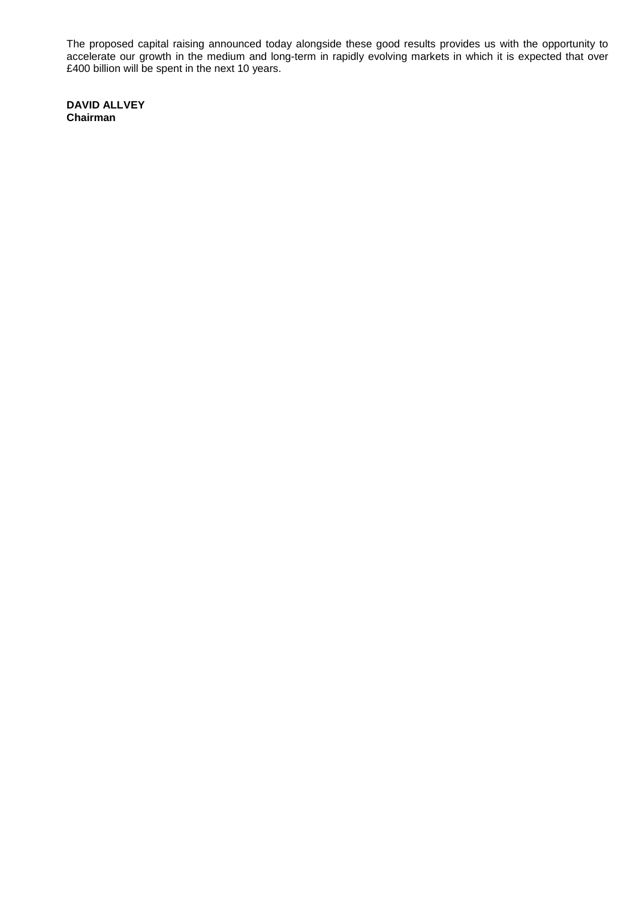The proposed capital raising announced today alongside these good results provides us with the opportunity to accelerate our growth in the medium and long-term in rapidly evolving markets in which it is expected that over £400 billion will be spent in the next 10 years.

**DAVID ALLVEY**
**Chairman**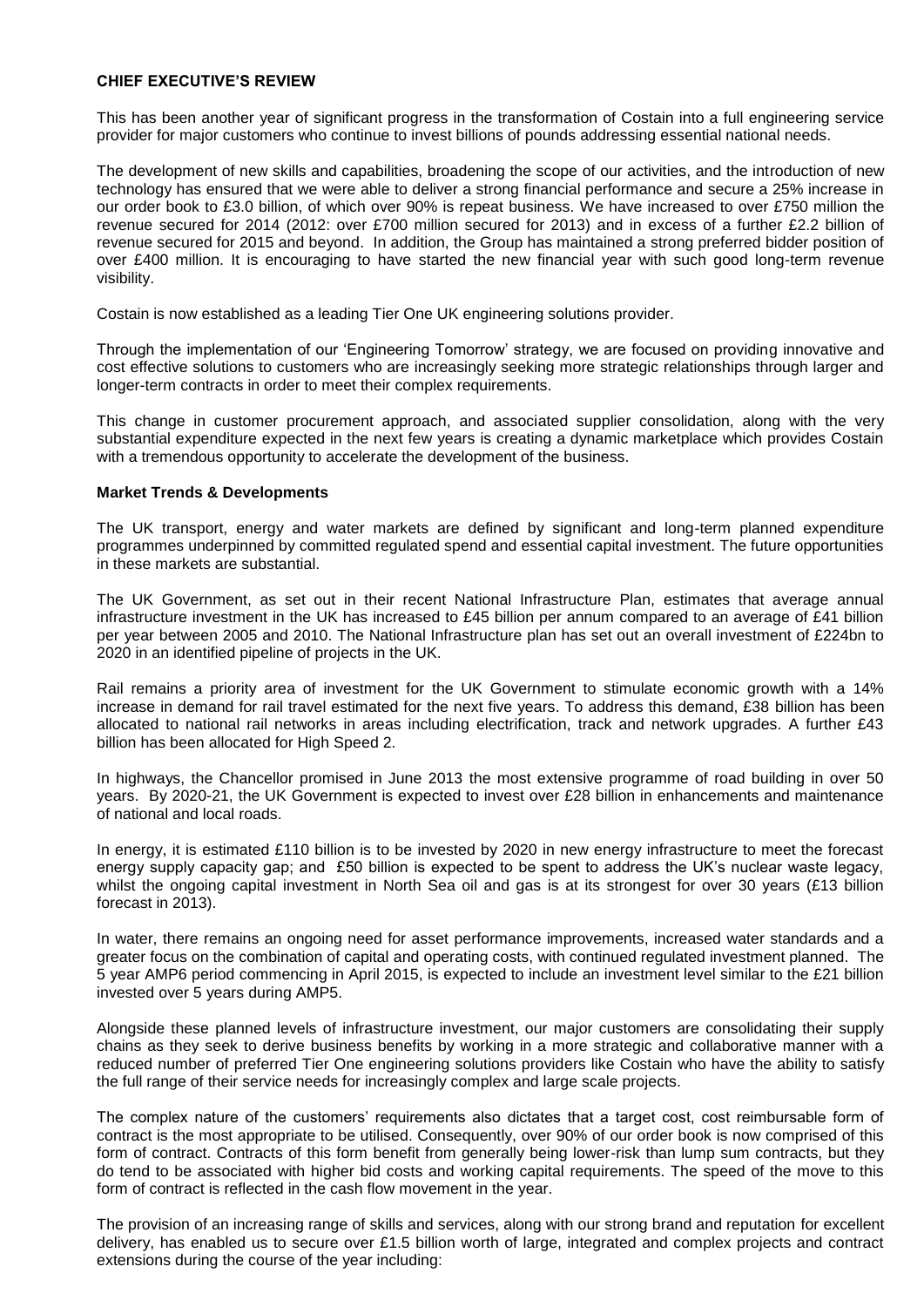**CHIEF EXECUTIVE'S REVIEW**

This has been another year of significant progress in the transformation of Costain into a full engineering service provider for major customers who continue to invest billions of pounds addressing essential national needs.

The development of new skills and capabilities, broadening the scope of our activities, and the introduction of new technology has ensured that we were able to deliver a strong financial performance and secure a 25% increase in our order book to £3.0 billion, of which over 90% is repeat business. We have increased to over £750 million the revenue secured for 2014 (2012: over £700 million secured for 2013) and in excess of a further £2.2 billion of revenue secured for 2015 and beyond. In addition, the Group has maintained a strong preferred bidder position of over £400 million. It is encouraging to have started the new financial year with such good long-term revenue visibility.

Costain is now established as a leading Tier One UK engineering solutions provider.

Through the implementation of our 'Engineering Tomorrow' strategy, we are focused on providing innovative and cost effective solutions to customers who are increasingly seeking more strategic relationships through larger and longer-term contracts in order to meet their complex requirements.

This change in customer procurement approach, and associated supplier consolidation, along with the very substantial expenditure expected in the next few years is creating a dynamic marketplace which provides Costain with a tremendous opportunity to accelerate the development of the business.

**Market Trends & Developments**

The UK transport, energy and water markets are defined by significant and long-term planned expenditure programmes underpinned by committed regulated spend and essential capital investment. The future opportunities in these markets are substantial.

The UK Government, as set out in their recent National Infrastructure Plan, estimates that average annual infrastructure investment in the UK has increased to £45 billion per annum compared to an average of £41 billion per year between 2005 and 2010. The National Infrastructure plan has set out an overall investment of £224bn to 2020 in an identified pipeline of projects in the UK.

Rail remains a priority area of investment for the UK Government to stimulate economic growth with a 14% increase in demand for rail travel estimated for the next five years. To address this demand, £38 billion has been allocated to national rail networks in areas including electrification, track and network upgrades. A further £43 billion has been allocated for High Speed 2.

In highways, the Chancellor promised in June 2013 the most extensive programme of road building in over 50 years. By 2020-21, the UK Government is expected to invest over £28 billion in enhancements and maintenance of national and local roads.

In energy, it is estimated £110 billion is to be invested by 2020 in new energy infrastructure to meet the forecast energy supply capacity gap; and £50 billion is expected to be spent to address the UK's nuclear waste legacy, whilst the ongoing capital investment in North Sea oil and gas is at its strongest for over 30 years (£13 billion forecast in 2013).

In water, there remains an ongoing need for asset performance improvements, increased water standards and a greater focus on the combination of capital and operating costs, with continued regulated investment planned. The 5 year AMP6 period commencing in April 2015, is expected to include an investment level similar to the £21 billion invested over 5 years during AMP5.

Alongside these planned levels of infrastructure investment, our major customers are consolidating their supply chains as they seek to derive business benefits by working in a more strategic and collaborative manner with a reduced number of preferred Tier One engineering solutions providers like Costain who have the ability to satisfy the full range of their service needs for increasingly complex and large scale projects.

The complex nature of the customers' requirements also dictates that a target cost, cost reimbursable form of contract is the most appropriate to be utilised. Consequently, over 90% of our order book is now comprised of this form of contract. Contracts of this form benefit from generally being lower-risk than lump sum contracts, but they do tend to be associated with higher bid costs and working capital requirements. The speed of the move to this form of contract is reflected in the cash flow movement in the year.

The provision of an increasing range of skills and services, along with our strong brand and reputation for excellent delivery, has enabled us to secure over £1.5 billion worth of large, integrated and complex projects and contract extensions during the course of the year including: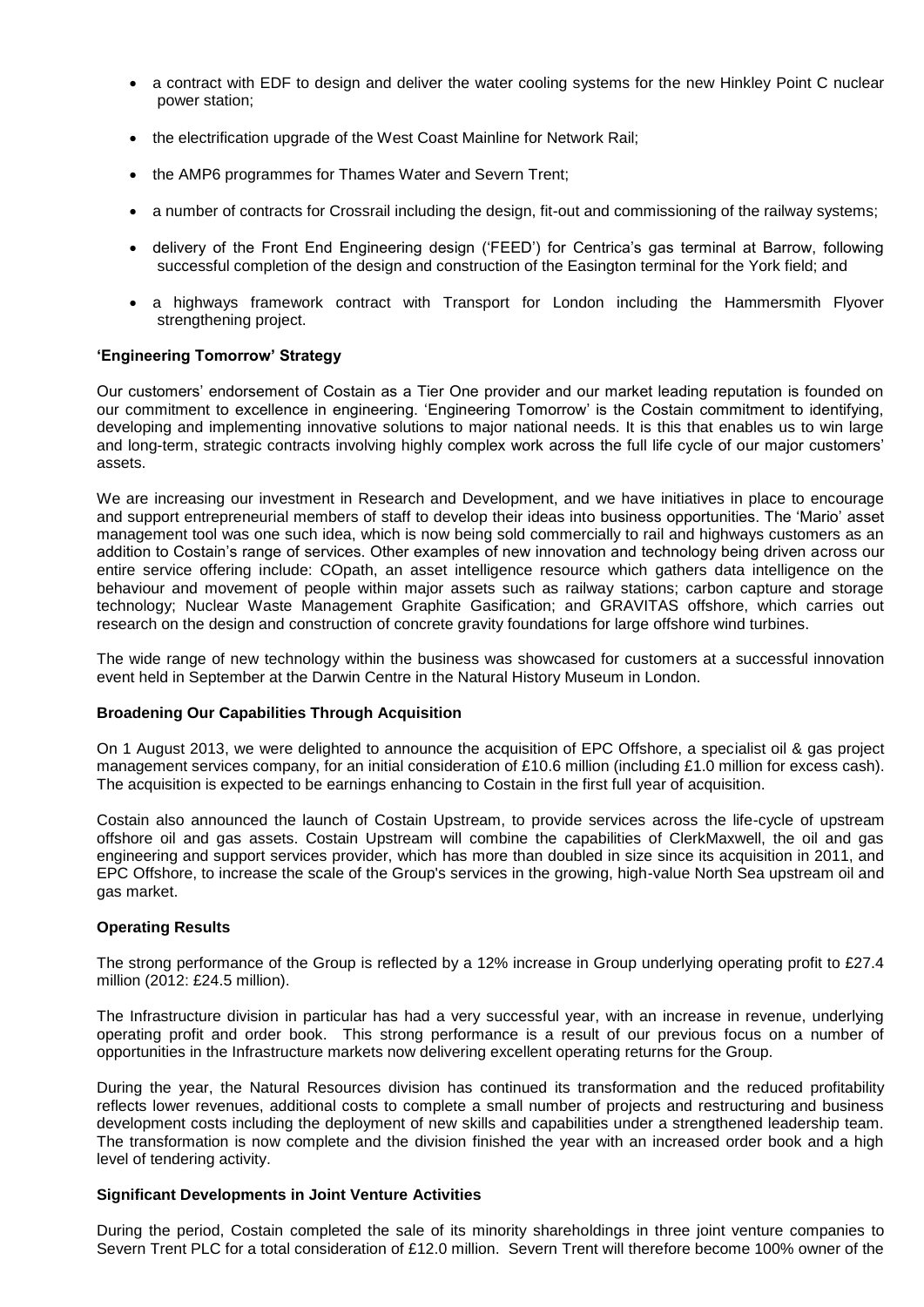- a contract with EDF to design and deliver the water cooling systems for the new Hinkley Point C nuclear power station;
- the electrification upgrade of the West Coast Mainline for Network Rail;
- the AMP6 programmes for Thames Water and Severn Trent;
- a number of contracts for Crossrail including the design, fit-out and commissioning of the railway systems;
- delivery of the Front End Engineering design ('FEED') for Centrica's gas terminal at Barrow, following successful completion of the design and construction of the Easington terminal for the York field; and
- a highways framework contract with Transport for London including the Hammersmith Flyover strengthening project.

**'Engineering Tomorrow' Strategy**

Our customers' endorsement of Costain as a Tier One provider and our market leading reputation is founded on our commitment to excellence in engineering. 'Engineering Tomorrow' is the Costain commitment to identifying, developing and implementing innovative solutions to major national needs. It is this that enables us to win large and long-term, strategic contracts involving highly complex work across the full life cycle of our major customers' assets.

We are increasing our investment in Research and Development, and we have initiatives in place to encourage and support entrepreneurial members of staff to develop their ideas into business opportunities. The 'Mario' asset management tool was one such idea, which is now being sold commercially to rail and highways customers as an addition to Costain's range of services. Other examples of new innovation and technology being driven across our entire service offering include: COpath, an asset intelligence resource which gathers data intelligence on the behaviour and movement of people within major assets such as railway stations; carbon capture and storage technology; Nuclear Waste Management Graphite Gasification; and GRAVITAS offshore, which carries out research on the design and construction of concrete gravity foundations for large offshore wind turbines.

The wide range of new technology within the business was showcased for customers at a successful innovation event held in September at the Darwin Centre in the Natural History Museum in London.

**Broadening Our Capabilities Through Acquisition**

On 1 August 2013, we were delighted to announce the acquisition of EPC Offshore, a specialist oil & gas project management services company, for an initial consideration of £10.6 million (including £1.0 million for excess cash). The acquisition is expected to be earnings enhancing to Costain in the first full year of acquisition.

Costain also announced the launch of Costain Upstream, to provide services across the life-cycle of upstream offshore oil and gas assets. Costain Upstream will combine the capabilities of ClerkMaxwell, the oil and gas engineering and support services provider, which has more than doubled in size since its acquisition in 2011, and EPC Offshore, to increase the scale of the Group's services in the growing, high-value North Sea upstream oil and gas market.

**Operating Results**

The strong performance of the Group is reflected by a 12% increase in Group underlying operating profit to £27.4 million (2012: £24.5 million).

The Infrastructure division in particular has had a very successful year, with an increase in revenue, underlying operating profit and order book. This strong performance is a result of our previous focus on a number of opportunities in the Infrastructure markets now delivering excellent operating returns for the Group.

During the year, the Natural Resources division has continued its transformation and the reduced profitability reflects lower revenues, additional costs to complete a small number of projects and restructuring and business development costs including the deployment of new skills and capabilities under a strengthened leadership team. The transformation is now complete and the division finished the year with an increased order book and a high level of tendering activity.

**Significant Developments in Joint Venture Activities**

During the period, Costain completed the sale of its minority shareholdings in three joint venture companies to Severn Trent PLC for a total consideration of £12.0 million. Severn Trent will therefore become 100% owner of the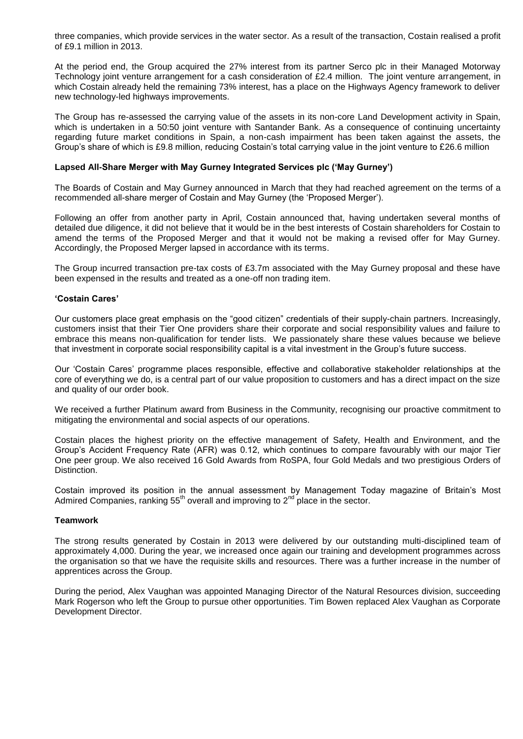three companies, which provide services in the water sector. As a result of the transaction, Costain realised a profit of £9.1 million in 2013.

At the period end, the Group acquired the 27% interest from its partner Serco plc in their Managed Motorway Technology joint venture arrangement for a cash consideration of £2.4 million. The joint venture arrangement, in which Costain already held the remaining 73% interest, has a place on the Highways Agency framework to deliver new technology-led highways improvements.

The Group has re-assessed the carrying value of the assets in its non-core Land Development activity in Spain, which is undertaken in a 50:50 joint venture with Santander Bank. As a consequence of continuing uncertainty regarding future market conditions in Spain, a non-cash impairment has been taken against the assets, the Group's share of which is £9.8 million, reducing Costain's total carrying value in the joint venture to £26.6 million

**Lapsed All-Share Merger with May Gurney Integrated Services plc ('May Gurney')**

The Boards of Costain and May Gurney announced in March that they had reached agreement on the terms of a recommended all-share merger of Costain and May Gurney (the 'Proposed Merger').

Following an offer from another party in April, Costain announced that, having undertaken several months of detailed due diligence, it did not believe that it would be in the best interests of Costain shareholders for Costain to amend the terms of the Proposed Merger and that it would not be making a revised offer for May Gurney. Accordingly, the Proposed Merger lapsed in accordance with its terms.

The Group incurred transaction pre-tax costs of £3.7m associated with the May Gurney proposal and these have been expensed in the results and treated as a one-off non trading item.

**'Costain Cares'**

Our customers place great emphasis on the "good citizen" credentials of their supply-chain partners. Increasingly, customers insist that their Tier One providers share their corporate and social responsibility values and failure to embrace this means non-qualification for tender lists. We passionately share these values because we believe that investment in corporate social responsibility capital is a vital investment in the Group's future success.

Our 'Costain Cares' programme places responsible, effective and collaborative stakeholder relationships at the core of everything we do, is a central part of our value proposition to customers and has a direct impact on the size and quality of our order book.

We received a further Platinum award from Business in the Community, recognising our proactive commitment to mitigating the environmental and social aspects of our operations.

Costain places the highest priority on the effective management of Safety, Health and Environment, and the Group's Accident Frequency Rate (AFR) was 0.12, which continues to compare favourably with our major Tier One peer group. We also received 16 Gold Awards from RoSPA, four Gold Medals and two prestigious Orders of Distinction.

Costain improved its position in the annual assessment by Management Today magazine of Britain's Most Admired Companies, ranking 55th overall and improving to 2nd place in the sector.

**Teamwork**

The strong results generated by Costain in 2013 were delivered by our outstanding multi-disciplined team of approximately 4,000. During the year, we increased once again our training and development programmes across the organisation so that we have the requisite skills and resources. There was a further increase in the number of apprentices across the Group.

During the period, Alex Vaughan was appointed Managing Director of the Natural Resources division, succeeding Mark Rogerson who left the Group to pursue other opportunities. Tim Bowen replaced Alex Vaughan as Corporate Development Director.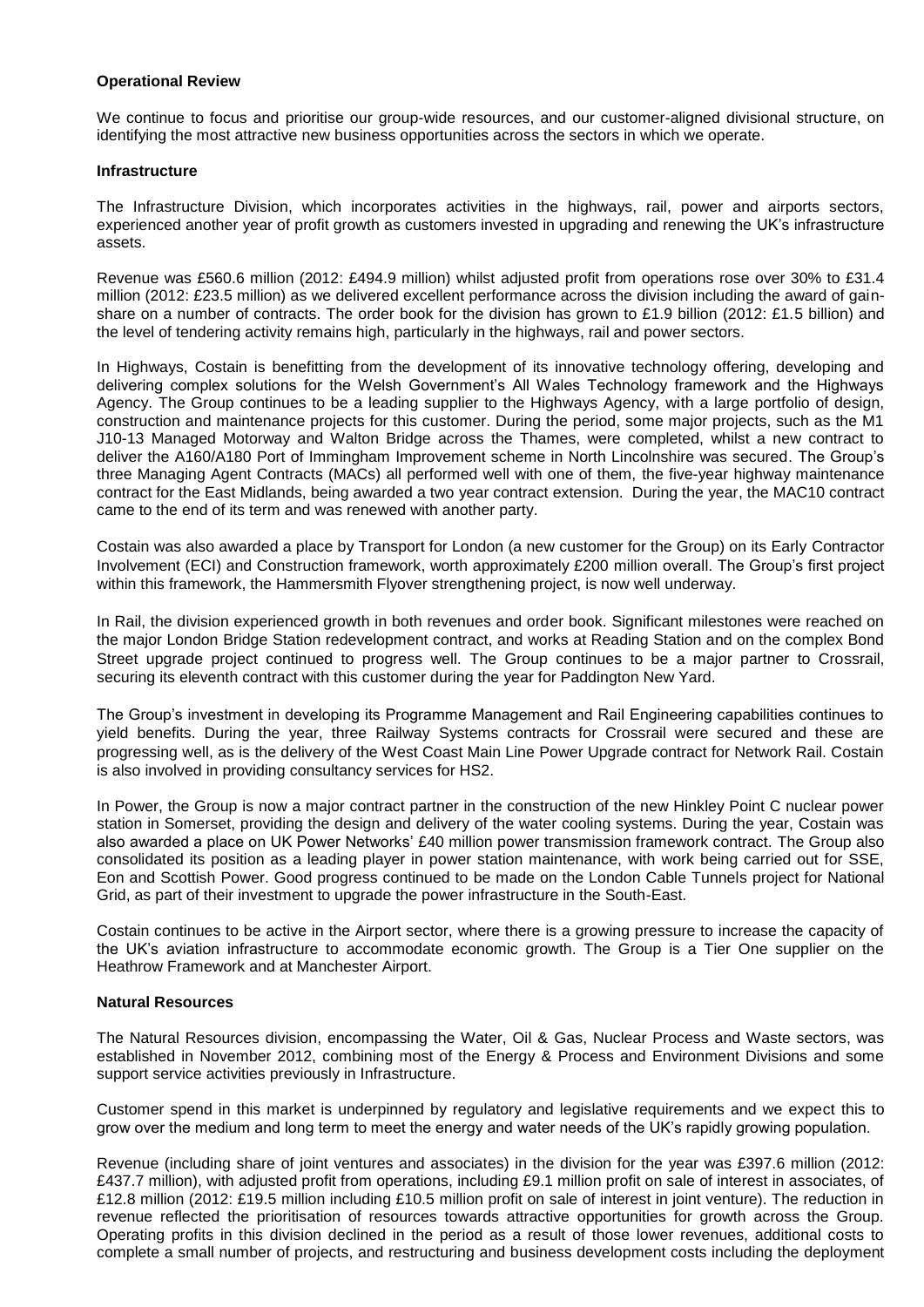**Operational Review**

We continue to focus and prioritise our group-wide resources, and our customer-aligned divisional structure, on identifying the most attractive new business opportunities across the sectors in which we operate.

**Infrastructure**

The Infrastructure Division, which incorporates activities in the highways, rail, power and airports sectors, experienced another year of profit growth as customers invested in upgrading and renewing the UK's infrastructure assets.

Revenue was £560.6 million (2012: £494.9 million) whilst adjusted profit from operations rose over 30% to £31.4 million (2012: £23.5 million) as we delivered excellent performance across the division including the award of gain-share on a number of contracts. The order book for the division has grown to £1.9 billion (2012: £1.5 billion) and the level of tendering activity remains high, particularly in the highways, rail and power sectors.

In Highways, Costain is benefitting from the development of its innovative technology offering, developing and delivering complex solutions for the Welsh Government's All Wales Technology framework and the Highways Agency. The Group continues to be a leading supplier to the Highways Agency, with a large portfolio of design, construction and maintenance projects for this customer. During the period, some major projects, such as the M1 J10-13 Managed Motorway and Walton Bridge across the Thames, were completed, whilst a new contract to deliver the A160/A180 Port of Immingham Improvement scheme in North Lincolnshire was secured. The Group's three Managing Agent Contracts (MACs) all performed well with one of them, the five-year highway maintenance contract for the East Midlands, being awarded a two year contract extension. During the year, the MAC10 contract came to the end of its term and was renewed with another party.

Costain was also awarded a place by Transport for London (a new customer for the Group) on its Early Contractor Involvement (ECI) and Construction framework, worth approximately £200 million overall. The Group's first project within this framework, the Hammersmith Flyover strengthening project, is now well underway.

In Rail, the division experienced growth in both revenues and order book. Significant milestones were reached on the major London Bridge Station redevelopment contract, and works at Reading Station and on the complex Bond Street upgrade project continued to progress well. The Group continues to be a major partner to Crossrail, securing its eleventh contract with this customer during the year for Paddington New Yard.

The Group's investment in developing its Programme Management and Rail Engineering capabilities continues to yield benefits. During the year, three Railway Systems contracts for Crossrail were secured and these are progressing well, as is the delivery of the West Coast Main Line Power Upgrade contract for Network Rail. Costain is also involved in providing consultancy services for HS2.

In Power, the Group is now a major contract partner in the construction of the new Hinkley Point C nuclear power station in Somerset, providing the design and delivery of the water cooling systems. During the year, Costain was also awarded a place on UK Power Networks' £40 million power transmission framework contract. The Group also consolidated its position as a leading player in power station maintenance, with work being carried out for SSE, Eon and Scottish Power. Good progress continued to be made on the London Cable Tunnels project for National Grid, as part of their investment to upgrade the power infrastructure in the South-East.

Costain continues to be active in the Airport sector, where there is a growing pressure to increase the capacity of the UK's aviation infrastructure to accommodate economic growth. The Group is a Tier One supplier on the Heathrow Framework and at Manchester Airport.

**Natural Resources**

The Natural Resources division, encompassing the Water, Oil & Gas, Nuclear Process and Waste sectors, was established in November 2012, combining most of the Energy & Process and Environment Divisions and some support service activities previously in Infrastructure.

Customer spend in this market is underpinned by regulatory and legislative requirements and we expect this to grow over the medium and long term to meet the energy and water needs of the UK's rapidly growing population.

Revenue (including share of joint ventures and associates) in the division for the year was £397.6 million (2012: £437.7 million), with adjusted profit from operations, including £9.1 million profit on sale of interest in associates, of £12.8 million (2012: £19.5 million including £10.5 million profit on sale of interest in joint venture). The reduction in revenue reflected the prioritisation of resources towards attractive opportunities for growth across the Group. Operating profits in this division declined in the period as a result of those lower revenues, additional costs to complete a small number of projects, and restructuring and business development costs including the deployment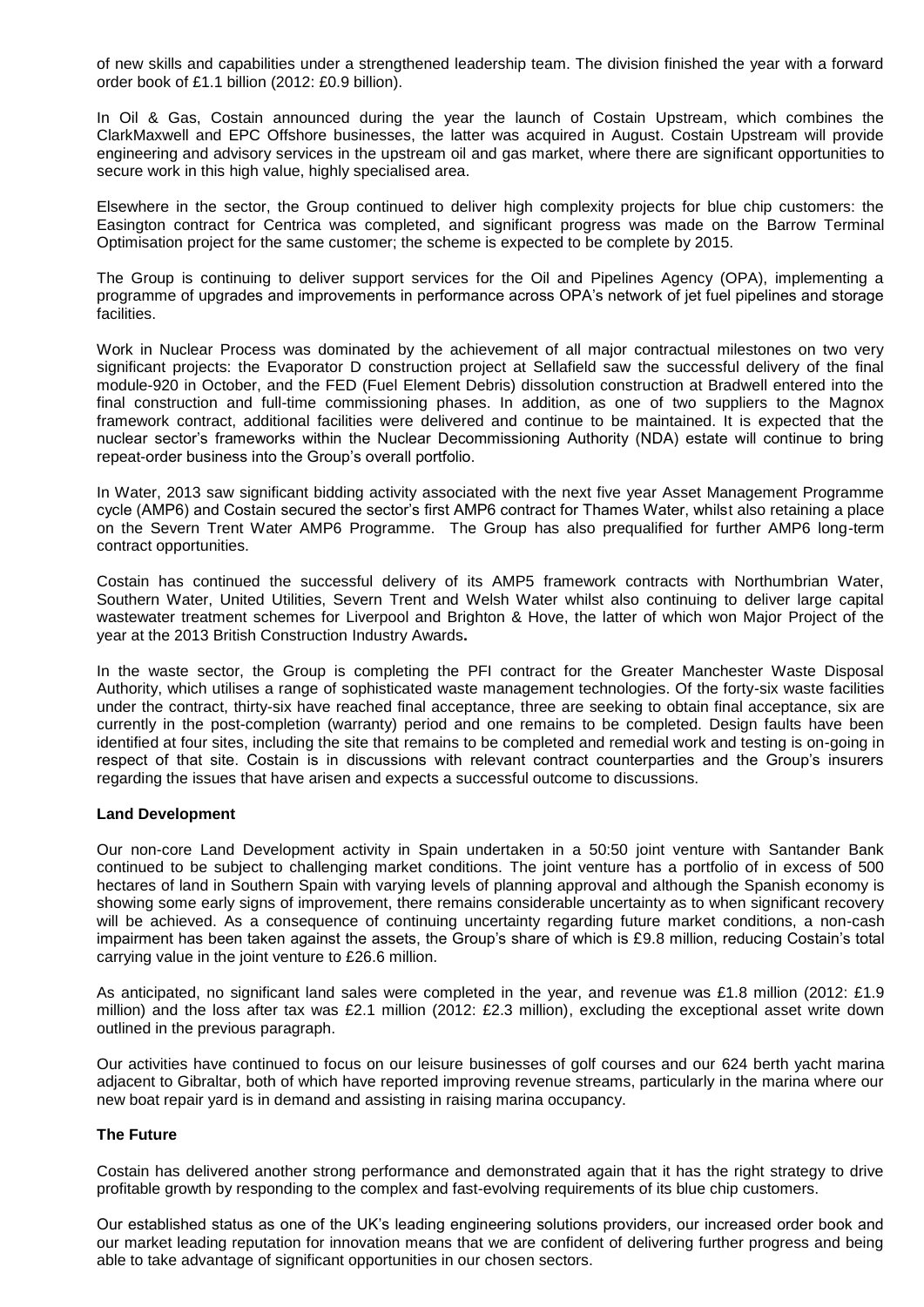of new skills and capabilities under a strengthened leadership team. The division finished the year with a forward order book of £1.1 billion (2012: £0.9 billion).

In Oil & Gas, Costain announced during the year the launch of Costain Upstream, which combines the ClarkMaxwell and EPC Offshore businesses, the latter was acquired in August. Costain Upstream will provide engineering and advisory services in the upstream oil and gas market, where there are significant opportunities to secure work in this high value, highly specialised area.

Elsewhere in the sector, the Group continued to deliver high complexity projects for blue chip customers: the Easington contract for Centrica was completed, and significant progress was made on the Barrow Terminal Optimisation project for the same customer; the scheme is expected to be complete by 2015.

The Group is continuing to deliver support services for the Oil and Pipelines Agency (OPA), implementing a programme of upgrades and improvements in performance across OPA's network of jet fuel pipelines and storage facilities.

Work in Nuclear Process was dominated by the achievement of all major contractual milestones on two very significant projects: the Evaporator D construction project at Sellafield saw the successful delivery of the final module-920 in October, and the FED (Fuel Element Debris) dissolution construction at Bradwell entered into the final construction and full-time commissioning phases. In addition, as one of two suppliers to the Magnox framework contract, additional facilities were delivered and continue to be maintained. It is expected that the nuclear sector's frameworks within the Nuclear Decommissioning Authority (NDA) estate will continue to bring repeat-order business into the Group's overall portfolio.

In Water, 2013 saw significant bidding activity associated with the next five year Asset Management Programme cycle (AMP6) and Costain secured the sector's first AMP6 contract for Thames Water, whilst also retaining a place on the Severn Trent Water AMP6 Programme. The Group has also prequalified for further AMP6 long-term contract opportunities.

Costain has continued the successful delivery of its AMP5 framework contracts with Northumbrian Water, Southern Water, United Utilities, Severn Trent and Welsh Water whilst also continuing to deliver large capital wastewater treatment schemes for Liverpool and Brighton & Hove, the latter of which won Major Project of the year at the 2013 British Construction Industry Awards.

In the waste sector, the Group is completing the PFI contract for the Greater Manchester Waste Disposal Authority, which utilises a range of sophisticated waste management technologies. Of the forty-six waste facilities under the contract, thirty-six have reached final acceptance, three are seeking to obtain final acceptance, six are currently in the post-completion (warranty) period and one remains to be completed. Design faults have been identified at four sites, including the site that remains to be completed and remedial work and testing is on-going in respect of that site. Costain is in discussions with relevant contract counterparties and the Group's insurers regarding the issues that have arisen and expects a successful outcome to discussions.

**Land Development**

Our non-core Land Development activity in Spain undertaken in a 50:50 joint venture with Santander Bank continued to be subject to challenging market conditions. The joint venture has a portfolio of in excess of 500 hectares of land in Southern Spain with varying levels of planning approval and although the Spanish economy is showing some early signs of improvement, there remains considerable uncertainty as to when significant recovery will be achieved. As a consequence of continuing uncertainty regarding future market conditions, a non-cash impairment has been taken against the assets, the Group's share of which is £9.8 million, reducing Costain's total carrying value in the joint venture to £26.6 million.

As anticipated, no significant land sales were completed in the year, and revenue was £1.8 million (2012: £1.9 million) and the loss after tax was £2.1 million (2012: £2.3 million), excluding the exceptional asset write down outlined in the previous paragraph.

Our activities have continued to focus on our leisure businesses of golf courses and our 624 berth yacht marina adjacent to Gibraltar, both of which have reported improving revenue streams, particularly in the marina where our new boat repair yard is in demand and assisting in raising marina occupancy.

**The Future**

Costain has delivered another strong performance and demonstrated again that it has the right strategy to drive profitable growth by responding to the complex and fast-evolving requirements of its blue chip customers.

Our established status as one of the UK's leading engineering solutions providers, our increased order book and our market leading reputation for innovation means that we are confident of delivering further progress and being able to take advantage of significant opportunities in our chosen sectors.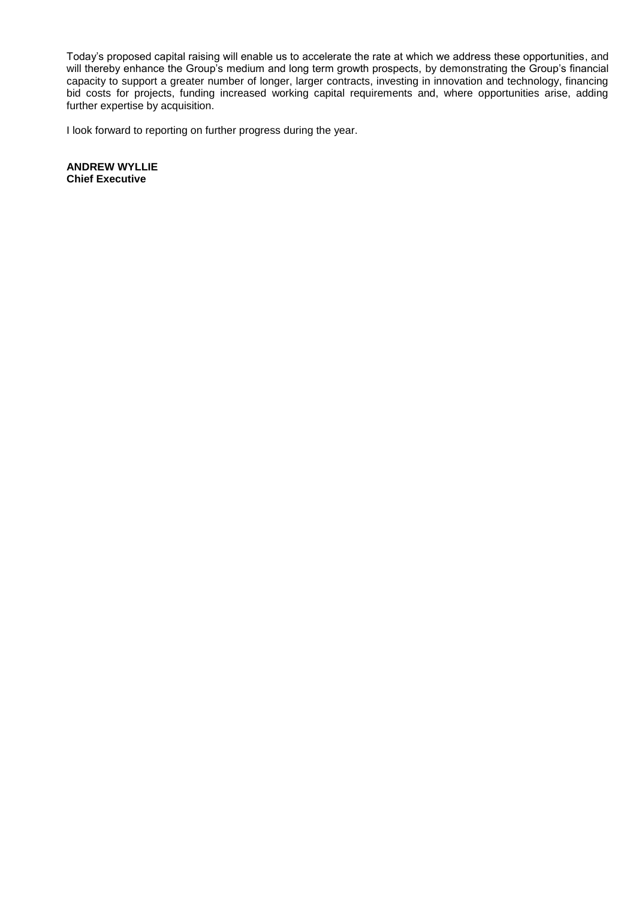Today's proposed capital raising will enable us to accelerate the rate at which we address these opportunities, and will thereby enhance the Group's medium and long term growth prospects, by demonstrating the Group's financial capacity to support a greater number of longer, larger contracts, investing in innovation and technology, financing bid costs for projects, funding increased working capital requirements and, where opportunities arise, adding further expertise by acquisition.

I look forward to reporting on further progress during the year.

**ANDREW WYLLIE**
**Chief Executive**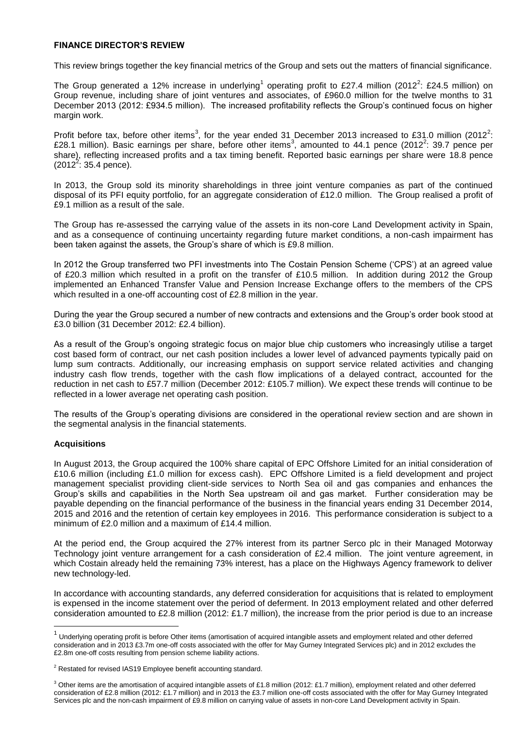**FINANCE DIRECTOR'S REVIEW**

This review brings together the key financial metrics of the Group and sets out the matters of financial significance.

The Group generated a 12% increase in underlying[1] operating profit to £27.4 million (2012[2]: £24.5 million) on Group revenue, including share of joint ventures and associates, of £960.0 million for the twelve months to 31 December 2013 (2012: £934.5 million). The increased profitability reflects the Group's continued focus on higher margin work.

Profit before tax, before other items[3], for the year ended 31 December 2013 increased to £31.0 million (2012[2]: £28.1 million). Basic earnings per share, before other items[3], amounted to 44.1 pence (2012[2]: 39.7 pence per share), reflecting increased profits and a tax timing benefit. Reported basic earnings per share were 18.8 pence (2012[2]: 35.4 pence).

In 2013, the Group sold its minority shareholdings in three joint venture companies as part of the continued disposal of its PFI equity portfolio, for an aggregate consideration of £12.0 million. The Group realised a profit of £9.1 million as a result of the sale.

The Group has re-assessed the carrying value of the assets in its non-core Land Development activity in Spain, and as a consequence of continuing uncertainty regarding future market conditions, a non-cash impairment has been taken against the assets, the Group's share of which is £9.8 million.

In 2012 the Group transferred two PFI investments into The Costain Pension Scheme ('CPS') at an agreed value of £20.3 million which resulted in a profit on the transfer of £10.5 million. In addition during 2012 the Group implemented an Enhanced Transfer Value and Pension Increase Exchange offers to the members of the CPS which resulted in a one-off accounting cost of £2.8 million in the year.

During the year the Group secured a number of new contracts and extensions and the Group's order book stood at £3.0 billion (31 December 2012: £2.4 billion).

As a result of the Group's ongoing strategic focus on major blue chip customers who increasingly utilise a target cost based form of contract, our net cash position includes a lower level of advanced payments typically paid on lump sum contracts. Additionally, our increasing emphasis on support service related activities and changing industry cash flow trends, together with the cash flow implications of a delayed contract, accounted for the reduction in net cash to £57.7 million (December 2012: £105.7 million). We expect these trends will continue to be reflected in a lower average net operating cash position.

The results of the Group's operating divisions are considered in the operational review section and are shown in the segmental analysis in the financial statements.

**Acquisitions**

In August 2013, the Group acquired the 100% share capital of EPC Offshore Limited for an initial consideration of £10.6 million (including £1.0 million for excess cash). EPC Offshore Limited is a field development and project management specialist providing client-side services to North Sea oil and gas companies and enhances the Group's skills and capabilities in the North Sea upstream oil and gas market. Further consideration may be payable depending on the financial performance of the business in the financial years ending 31 December 2014, 2015 and 2016 and the retention of certain key employees in 2016. This performance consideration is subject to a minimum of £2.0 million and a maximum of £14.4 million.

At the period end, the Group acquired the 27% interest from its partner Serco plc in their Managed Motorway Technology joint venture arrangement for a cash consideration of £2.4 million. The joint venture agreement, in which Costain already held the remaining 73% interest, has a place on the Highways Agency framework to deliver new technology-led.

In accordance with accounting standards, any deferred consideration for acquisitions that is related to employment is expensed in the income statement over the period of deferment. In 2013 employment related and other deferred consideration amounted to £2.8 million (2012: £1.7 million), the increase from the prior period is due to an increase

---

[1] Underlying operating profit is before Other items (amortisation of acquired intangible assets and employment related and other deferred consideration and in 2013 £3.7m one-off costs associated with the offer for May Gurney Integrated Services plc) and in 2012 excludes the £2.8m one-off costs resulting from pension scheme liability actions.

[2] Restated for revised IAS19 Employee benefit accounting standard.

[3] Other items are the amortisation of acquired intangible assets of £1.8 million (2012: £1.7 million), employment related and other deferred consideration of £2.8 million (2012: £1.7 million) and in 2013 the £3.7 million one-off costs associated with the offer for May Gurney Integrated Services plc and the non-cash impairment of £9.8 million on carrying value of assets in non-core Land Development activity in Spain.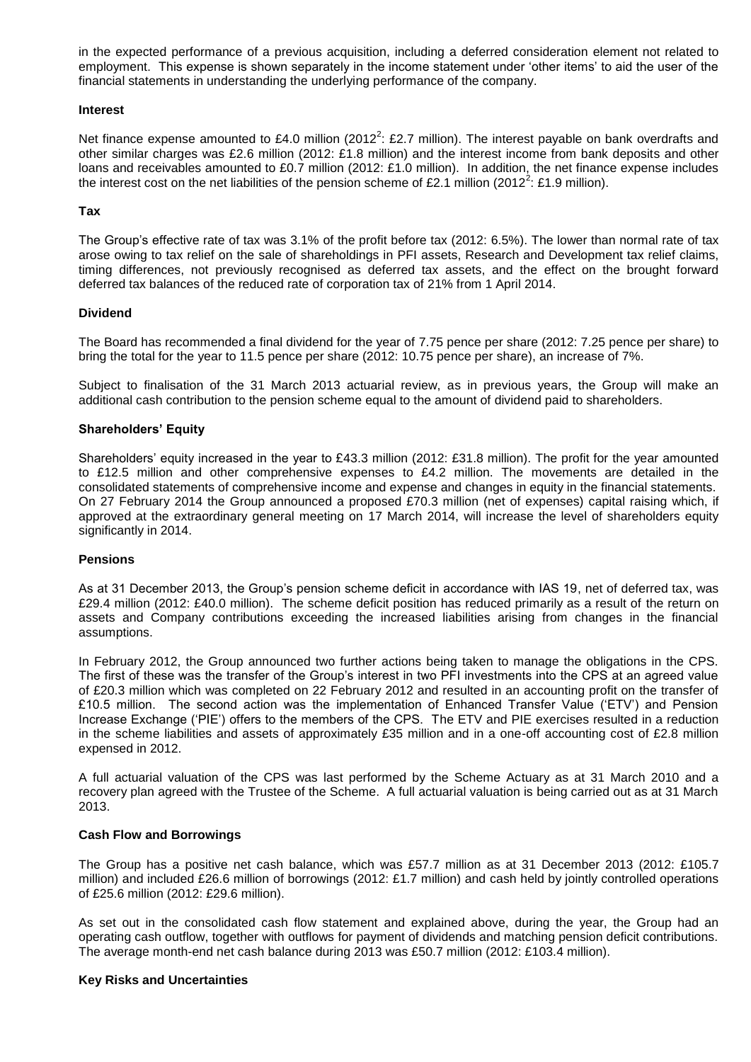in the expected performance of a previous acquisition, including a deferred consideration element not related to employment. This expense is shown separately in the income statement under 'other items' to aid the user of the financial statements in understanding the underlying performance of the company.

**Interest**

Net finance expense amounted to £4.0 million (2012[2]: £2.7 million). The interest payable on bank overdrafts and other similar charges was £2.6 million (2012: £1.8 million) and the interest income from bank deposits and other loans and receivables amounted to £0.7 million (2012: £1.0 million). In addition, the net finance expense includes the interest cost on the net liabilities of the pension scheme of £2.1 million (2012[2]: £1.9 million).

**Tax**

The Group's effective rate of tax was 3.1% of the profit before tax (2012: 6.5%). The lower than normal rate of tax arose owing to tax relief on the sale of shareholdings in PFI assets, Research and Development tax relief claims, timing differences, not previously recognised as deferred tax assets, and the effect on the brought forward deferred tax balances of the reduced rate of corporation tax of 21% from 1 April 2014.

**Dividend**

The Board has recommended a final dividend for the year of 7.75 pence per share (2012: 7.25 pence per share) to bring the total for the year to 11.5 pence per share (2012: 10.75 pence per share), an increase of 7%.

Subject to finalisation of the 31 March 2013 actuarial review, as in previous years, the Group will make an additional cash contribution to the pension scheme equal to the amount of dividend paid to shareholders.

**Shareholders' Equity**

Shareholders' equity increased in the year to £43.3 million (2012: £31.8 million). The profit for the year amounted to £12.5 million and other comprehensive expenses to £4.2 million. The movements are detailed in the consolidated statements of comprehensive income and expense and changes in equity in the financial statements. On 27 February 2014 the Group announced a proposed £70.3 million (net of expenses) capital raising which, if approved at the extraordinary general meeting on 17 March 2014, will increase the level of shareholders equity significantly in 2014.

**Pensions**

As at 31 December 2013, the Group's pension scheme deficit in accordance with IAS 19, net of deferred tax, was £29.4 million (2012: £40.0 million). The scheme deficit position has reduced primarily as a result of the return on assets and Company contributions exceeding the increased liabilities arising from changes in the financial assumptions.

In February 2012, the Group announced two further actions being taken to manage the obligations in the CPS. The first of these was the transfer of the Group's interest in two PFI investments into the CPS at an agreed value of £20.3 million which was completed on 22 February 2012 and resulted in an accounting profit on the transfer of £10.5 million. The second action was the implementation of Enhanced Transfer Value ('ETV') and Pension Increase Exchange ('PIE') offers to the members of the CPS. The ETV and PIE exercises resulted in a reduction in the scheme liabilities and assets of approximately £35 million and in a one-off accounting cost of £2.8 million expensed in 2012.

A full actuarial valuation of the CPS was last performed by the Scheme Actuary as at 31 March 2010 and a recovery plan agreed with the Trustee of the Scheme. A full actuarial valuation is being carried out as at 31 March 2013.

**Cash Flow and Borrowings**

The Group has a positive net cash balance, which was £57.7 million as at 31 December 2013 (2012: £105.7 million) and included £26.6 million of borrowings (2012: £1.7 million) and cash held by jointly controlled operations of £25.6 million (2012: £29.6 million).

As set out in the consolidated cash flow statement and explained above, during the year, the Group had an operating cash outflow, together with outflows for payment of dividends and matching pension deficit contributions. The average month-end net cash balance during 2013 was £50.7 million (2012: £103.4 million).

**Key Risks and Uncertainties**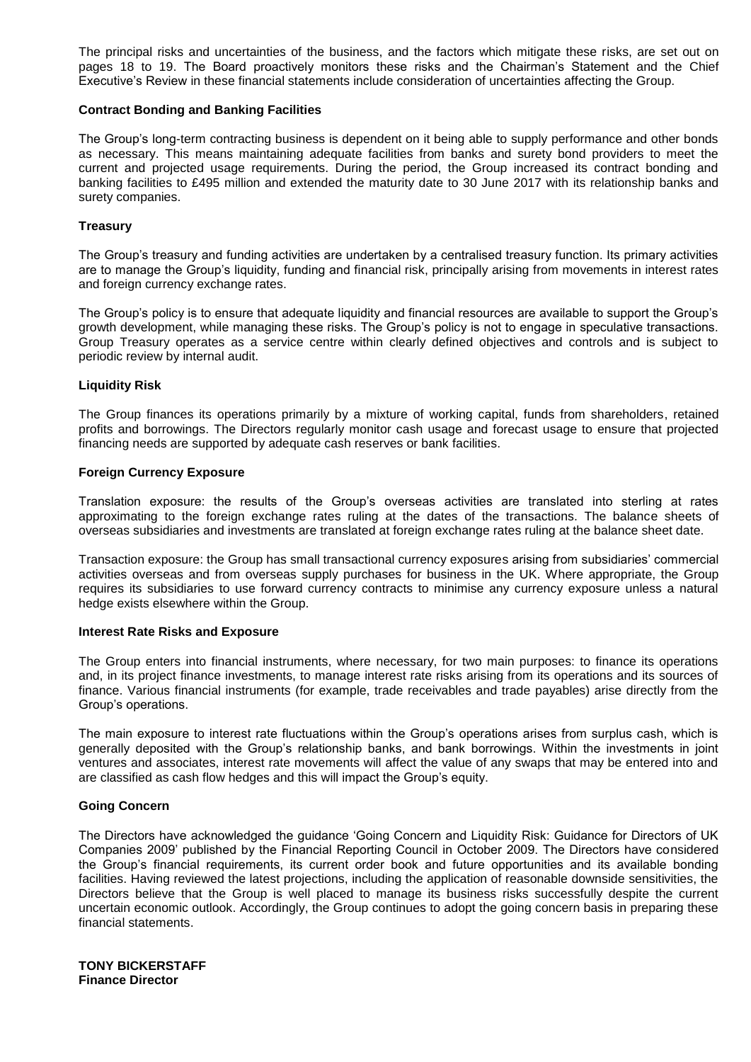The principal risks and uncertainties of the business, and the factors which mitigate these risks, are set out on pages 18 to 19. The Board proactively monitors these risks and the Chairman's Statement and the Chief Executive's Review in these financial statements include consideration of uncertainties affecting the Group.

**Contract Bonding and Banking Facilities**

The Group's long-term contracting business is dependent on it being able to supply performance and other bonds as necessary. This means maintaining adequate facilities from banks and surety bond providers to meet the current and projected usage requirements. During the period, the Group increased its contract bonding and banking facilities to £495 million and extended the maturity date to 30 June 2017 with its relationship banks and surety companies.

**Treasury**

The Group's treasury and funding activities are undertaken by a centralised treasury function. Its primary activities are to manage the Group's liquidity, funding and financial risk, principally arising from movements in interest rates and foreign currency exchange rates.

The Group's policy is to ensure that adequate liquidity and financial resources are available to support the Group's growth development, while managing these risks. The Group's policy is not to engage in speculative transactions. Group Treasury operates as a service centre within clearly defined objectives and controls and is subject to periodic review by internal audit.

**Liquidity Risk**

The Group finances its operations primarily by a mixture of working capital, funds from shareholders, retained profits and borrowings. The Directors regularly monitor cash usage and forecast usage to ensure that projected financing needs are supported by adequate cash reserves or bank facilities.

**Foreign Currency Exposure**

Translation exposure: the results of the Group's overseas activities are translated into sterling at rates approximating to the foreign exchange rates ruling at the dates of the transactions. The balance sheets of overseas subsidiaries and investments are translated at foreign exchange rates ruling at the balance sheet date.

Transaction exposure: the Group has small transactional currency exposures arising from subsidiaries' commercial activities overseas and from overseas supply purchases for business in the UK. Where appropriate, the Group requires its subsidiaries to use forward currency contracts to minimise any currency exposure unless a natural hedge exists elsewhere within the Group.

**Interest Rate Risks and Exposure**

The Group enters into financial instruments, where necessary, for two main purposes: to finance its operations and, in its project finance investments, to manage interest rate risks arising from its operations and its sources of finance. Various financial instruments (for example, trade receivables and trade payables) arise directly from the Group's operations.

The main exposure to interest rate fluctuations within the Group's operations arises from surplus cash, which is generally deposited with the Group's relationship banks, and bank borrowings. Within the investments in joint ventures and associates, interest rate movements will affect the value of any swaps that may be entered into and are classified as cash flow hedges and this will impact the Group's equity.

**Going Concern**

The Directors have acknowledged the guidance 'Going Concern and Liquidity Risk: Guidance for Directors of UK Companies 2009' published by the Financial Reporting Council in October 2009. The Directors have considered the Group's financial requirements, its current order book and future opportunities and its available bonding facilities. Having reviewed the latest projections, including the application of reasonable downside sensitivities, the Directors believe that the Group is well placed to manage its business risks successfully despite the current uncertain economic outlook. Accordingly, the Group continues to adopt the going concern basis in preparing these financial statements.

**TONY BICKERSTAFF**
**Finance Director**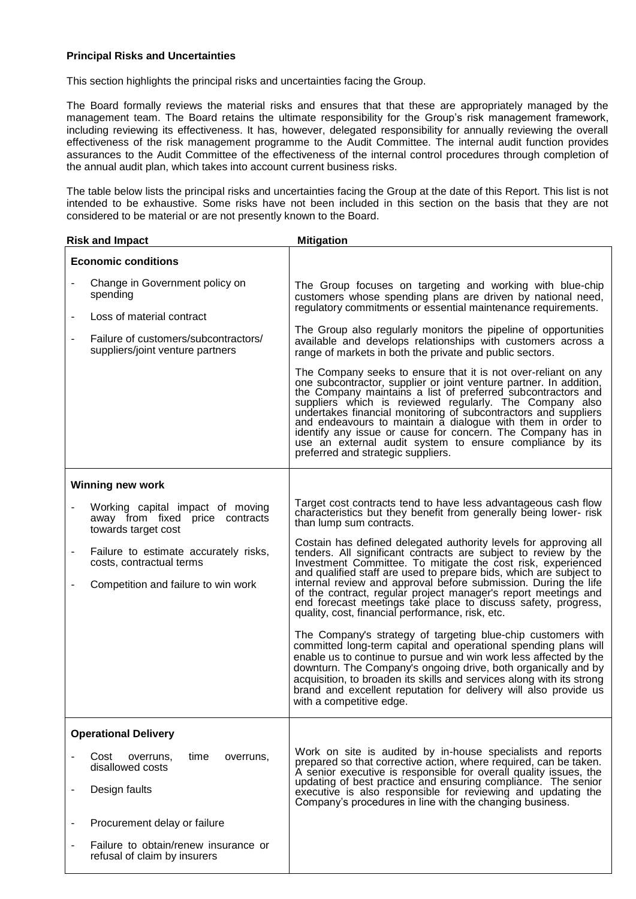**Principal Risks and Uncertainties**

This section highlights the principal risks and uncertainties facing the Group.

The Board formally reviews the material risks and ensures that that these are appropriately managed by the management team. The Board retains the ultimate responsibility for the Group's risk management framework, including reviewing its effectiveness. It has, however, delegated responsibility for annually reviewing the overall effectiveness of the risk management programme to the Audit Committee. The internal audit function provides assurances to the Audit Committee of the effectiveness of the internal control procedures through completion of the annual audit plan, which takes into account current business risks.

The table below lists the principal risks and uncertainties facing the Group at the date of this Report. This list is not intended to be exhaustive. Some risks have not been included in this section on the basis that they are not considered to be material or are not presently known to the Board.

| Risk and Impact | Mitigation |
|---|---|
| **Economic conditions**<br>- Change in Government policy on spending<br>- Loss of material contract<br>- Failure of customers/subcontractors/ suppliers/joint venture partners | The Group focuses on targeting and working with blue-chip customers whose spending plans are driven by national need, regulatory commitments or essential maintenance requirements.<br><br>The Group also regularly monitors the pipeline of opportunities available and develops relationships with customers across a range of markets in both the private and public sectors.<br><br>The Company seeks to ensure that it is not over-reliant on any one subcontractor, supplier or joint venture partner. In addition, the Company maintains a list of preferred subcontractors and suppliers which is reviewed regularly. The Company also undertakes financial monitoring of subcontractors and suppliers and endeavours to maintain a dialogue with them in order to identify any issue or cause for concern. The Company has in use an external audit system to ensure compliance by its preferred and strategic suppliers. |
| **Winning new work**<br>- Working capital impact of moving away from fixed price contracts towards target cost<br>- Failure to estimate accurately risks, costs, contractual terms<br>- Competition and failure to win work | Target cost contracts tend to have less advantageous cash flow characteristics but they benefit from generally being lower- risk than lump sum contracts.<br><br>Costain has defined delegated authority levels for approving all tenders. All significant contracts are subject to review by the Investment Committee. To mitigate the cost risk, experienced and qualified staff are used to prepare bids, which are subject to internal review and approval before submission. During the life of the contract, regular project manager's report meetings and end forecast meetings take place to discuss safety, progress, quality, cost, financial performance, risk, etc.<br><br>The Company's strategy of targeting blue-chip customers with committed long-term capital and operational spending plans will enable us to continue to pursue and win work less affected by the downturn. The Company's ongoing drive, both organically and by acquisition, to broaden its skills and services along with its strong brand and excellent reputation for delivery will also provide us with a competitive edge. |
| **Operational Delivery**<br>- Cost overruns, time overruns, disallowed costs<br>- Design faults<br>- Procurement delay or failure<br>- Failure to obtain/renew insurance or refusal of claim by insurers | Work on site is audited by in-house specialists and reports prepared so that corrective action, where required, can be taken. A senior executive is responsible for overall quality issues, the updating of best practice and ensuring compliance. The senior executive is also responsible for reviewing and updating the Company's procedures in line with the changing business. |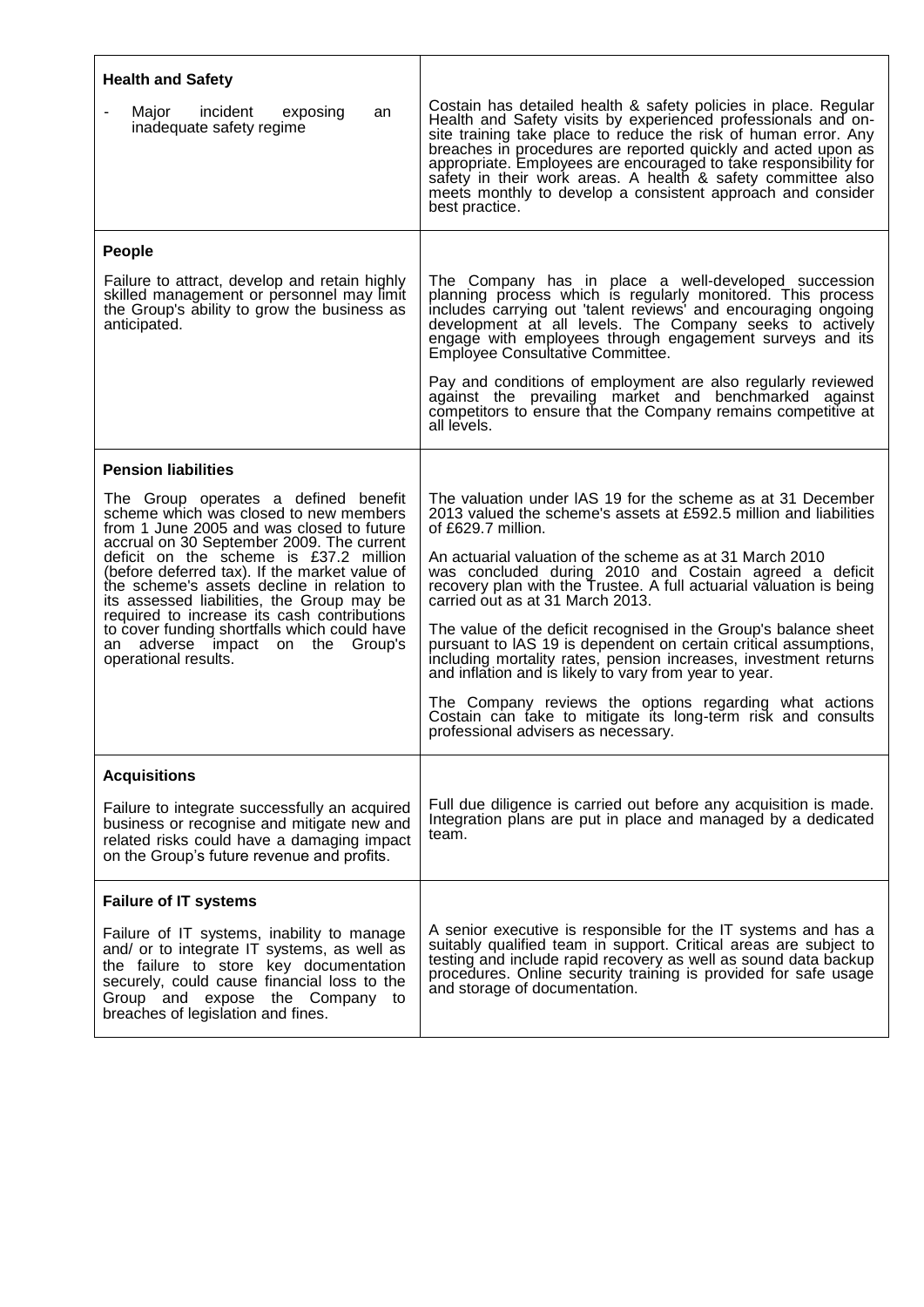| | |
|---|---|
| **Health and Safety**<br><br>- Major incident exposing an inadequate safety regime | Costain has detailed health & safety policies in place. Regular Health and Safety visits by experienced professionals and on-site training take place to reduce the risk of human error. Any breaches in procedures are reported quickly and acted upon as appropriate. Employees are encouraged to take responsibility for safety in their work areas. A health & safety committee also meets monthly to develop a consistent approach and consider best practice. |
| **People**<br><br>Failure to attract, develop and retain highly skilled management or personnel may limit the Group's ability to grow the business as anticipated. | The Company has in place a well-developed succession planning process which is regularly monitored. This process includes carrying out 'talent reviews' and encouraging ongoing development at all levels. The Company seeks to actively engage with employees through engagement surveys and its Employee Consultative Committee.<br><br>Pay and conditions of employment are also regularly reviewed against the prevailing market and benchmarked against competitors to ensure that the Company remains competitive at all levels. |
| **Pension liabilities**<br><br>The Group operates a defined benefit scheme which was closed to new members from 1 June 2005 and was closed to future accrual on 30 September 2009. The current deficit on the scheme is £37.2 million (before deferred tax). If the market value of the scheme's assets decline in relation to its assessed liabilities, the Group may be required to increase its cash contributions to cover funding shortfalls which could have an adverse impact on the Group's operational results. | The valuation under IAS 19 for the scheme as at 31 December 2013 valued the scheme's assets at £592.5 million and liabilities of £629.7 million.<br><br>An actuarial valuation of the scheme as at 31 March 2010 was concluded during 2010 and Costain agreed a deficit recovery plan with the Trustee. A full actuarial valuation is being carried out as at 31 March 2013.<br><br>The value of the deficit recognised in the Group's balance sheet pursuant to IAS 19 is dependent on certain critical assumptions, including mortality rates, pension increases, investment returns and inflation and is likely to vary from year to year.<br><br>The Company reviews the options regarding what actions Costain can take to mitigate its long-term risk and consults professional advisers as necessary. |
| **Acquisitions**<br><br>Failure to integrate successfully an acquired business or recognise and mitigate new and related risks could have a damaging impact on the Group's future revenue and profits. | Full due diligence is carried out before any acquisition is made. Integration plans are put in place and managed by a dedicated team. |
| **Failure of IT systems**<br><br>Failure of IT systems, inability to manage and/ or to integrate IT systems, as well as the failure to store key documentation securely, could cause financial loss to the Group and expose the Company to breaches of legislation and fines. | A senior executive is responsible for the IT systems and has a suitably qualified team in support. Critical areas are subject to testing and include rapid recovery as well as sound data backup procedures. Online security training is provided for safe usage and storage of documentation. |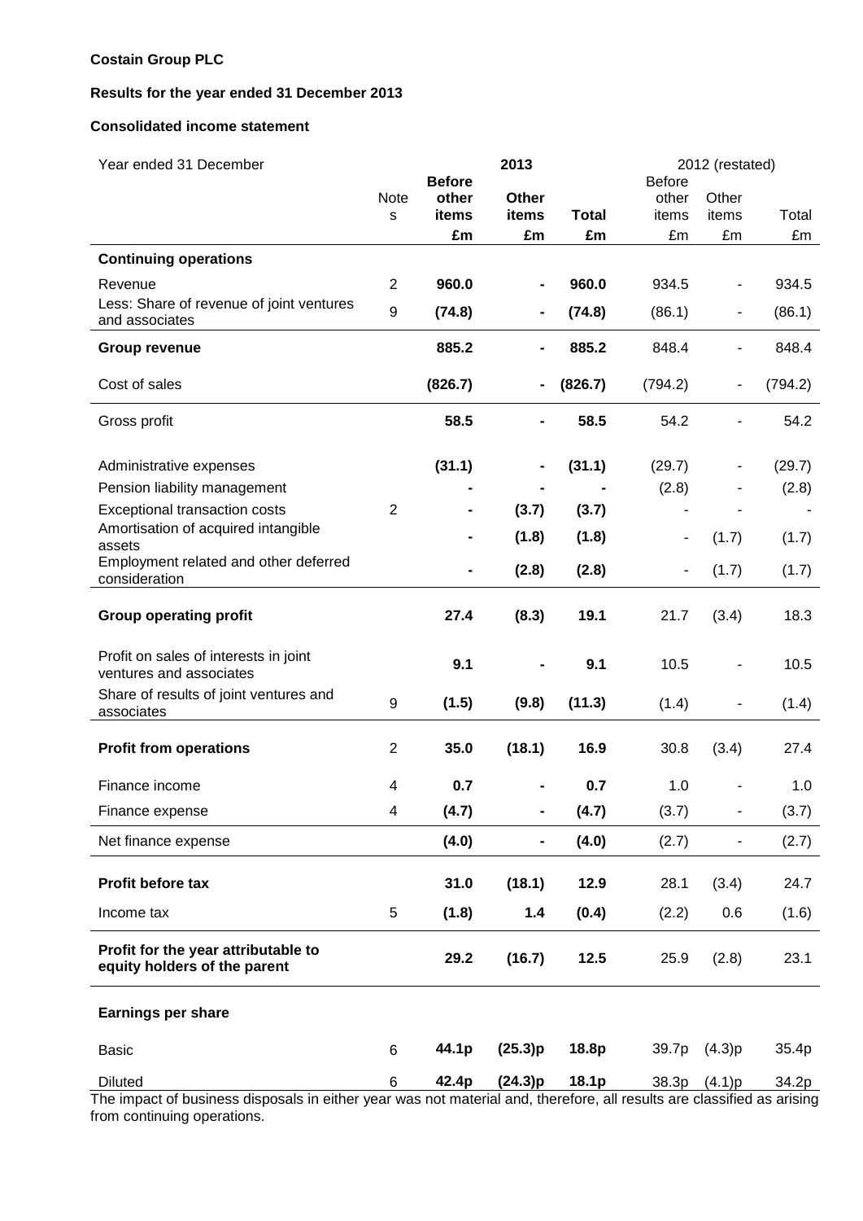**Costain Group PLC**

**Results for the year ended 31 December 2013**

**Consolidated income statement**

| Year ended 31 December | Notes | 2013 | | | 2012 (restated) | | |
|---|---|---|---|---|---|---|---|
| | | **Before other items** | **Other items** | **Total** | Before other items | Other items | Total |
| | | **£m** | **£m** | **£m** | £m | £m | £m |
| **Continuing operations** | | | | | | | |
| Revenue | 2 | **960.0** | **-** | **960.0** | 934.5 | - | 934.5 |
| Less: Share of revenue of joint ventures and associates | 9 | **(74.8)** | **-** | **(74.8)** | (86.1) | - | (86.1) |
| **Group revenue** | | **885.2** | **-** | **885.2** | 848.4 | - | 848.4 |
| Cost of sales | | **(826.7)** | **-** | **(826.7)** | (794.2) | - | (794.2) |
| Gross profit | | **58.5** | **-** | **58.5** | 54.2 | - | 54.2 |
| Administrative expenses | | **(31.1)** | **-** | **(31.1)** | (29.7) | - | (29.7) |
| Pension liability management | | **-** | **-** | **-** | (2.8) | - | (2.8) |
| Exceptional transaction costs | 2 | **-** | **(3.7)** | **(3.7)** | - | - | - |
| Amortisation of acquired intangible assets | | **-** | **(1.8)** | **(1.8)** | - | (1.7) | (1.7) |
| Employment related and other deferred consideration | | **-** | **(2.8)** | **(2.8)** | - | (1.7) | (1.7) |
| **Group operating profit** | | **27.4** | **(8.3)** | **19.1** | 21.7 | (3.4) | 18.3 |
| Profit on sales of interests in joint ventures and associates | | **9.1** | **-** | **9.1** | 10.5 | - | 10.5 |
| Share of results of joint ventures and associates | 9 | **(1.5)** | **(9.8)** | **(11.3)** | (1.4) | - | (1.4) |
| **Profit from operations** | 2 | **35.0** | **(18.1)** | **16.9** | 30.8 | (3.4) | 27.4 |
| Finance income | 4 | **0.7** | **-** | **0.7** | 1.0 | - | 1.0 |
| Finance expense | 4 | **(4.7)** | **-** | **(4.7)** | (3.7) | - | (3.7) |
| Net finance expense | | **(4.0)** | **-** | **(4.0)** | (2.7) | - | (2.7) |
| **Profit before tax** | | **31.0** | **(18.1)** | **12.9** | 28.1 | (3.4) | 24.7 |
| Income tax | 5 | **(1.8)** | **1.4** | **(0.4)** | (2.2) | 0.6 | (1.6) |
| **Profit for the year attributable to equity holders of the parent** | | **29.2** | **(16.7)** | **12.5** | 25.9 | (2.8) | 23.1 |
| **Earnings per share** | | | | | | | |
| Basic | 6 | **44.1p** | **(25.3)p** | **18.8p** | 39.7p | (4.3)p | 35.4p |
| Diluted | 6 | **42.4p** | **(24.3)p** | **18.1p** | 38.3p | (4.1)p | 34.2p |

The impact of business disposals in either year was not material and, therefore, all results are classified as arising from continuing operations.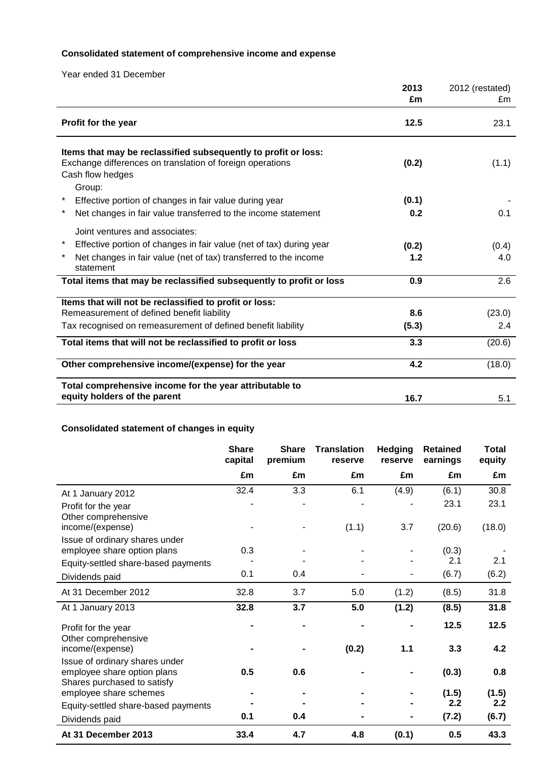### Consolidated statement of comprehensive income and expense

Year ended 31 December

| | 2013 £m | 2012 (restated) £m |
|---|---|---|
| **Profit for the year** | **12.5** | 23.1 |
| **Items that may be reclassified subsequently to profit or loss:** | | |
| Exchange differences on translation of foreign operations | **(0.2)** | (1.1) |
| Cash flow hedges | | |
| Group: | | |
| * Effective portion of changes in fair value during year | **(0.1)** | - |
| * Net changes in fair value transferred to the income statement | **0.2** | 0.1 |
| Joint ventures and associates: | | |
| * Effective portion of changes in fair value (net of tax) during year | **(0.2)** | (0.4) |
| * Net changes in fair value (net of tax) transferred to the income statement | **1.2** | 4.0 |
| **Total items that may be reclassified subsequently to profit or loss** | **0.9** | 2.6 |
| **Items that will not be reclassified to profit or loss:** | | |
| Remeasurement of defined benefit liability | **8.6** | (23.0) |
| Tax recognised on remeasurement of defined benefit liability | **(5.3)** | 2.4 |
| **Total items that will not be reclassified to profit or loss** | **3.3** | (20.6) |
| **Other comprehensive income/(expense) for the year** | **4.2** | (18.0) |
| **Total comprehensive income for the year attributable to equity holders of the parent** | **16.7** | 5.1 |

### Consolidated statement of changes in equity

| | Share capital | Share premium | Translation reserve | Hedging reserve | Retained earnings | Total equity |
|---|---|---|---|---|---|---|
| | £m | £m | £m | £m | £m | £m |
| At 1 January 2012 | 32.4 | 3.3 | 6.1 | (4.9) | (6.1) | 30.8 |
| Profit for the year | - | - | - | - | 23.1 | 23.1 |
| Other comprehensive income/(expense) | - | - | (1.1) | 3.7 | (20.6) | (18.0) |
| Issue of ordinary shares under employee share option plans | 0.3 | - | - | - | (0.3) | - |
| Equity-settled share-based payments | - | - | - | - | 2.1 | 2.1 |
| Dividends paid | 0.1 | 0.4 | - | - | (6.7) | (6.2) |
| At 31 December 2012 | 32.8 | 3.7 | 5.0 | (1.2) | (8.5) | 31.8 |
| At 1 January 2013 | **32.8** | **3.7** | **5.0** | **(1.2)** | **(8.5)** | **31.8** |
| Profit for the year | **-** | **-** | **-** | **-** | **12.5** | **12.5** |
| Other comprehensive income/(expense) | **-** | **-** | **(0.2)** | **1.1** | **3.3** | **4.2** |
| Issue of ordinary shares under employee share option plans | **0.5** | **0.6** | **-** | **-** | **(0.3)** | **0.8** |
| Shares purchased to satisfy employee share schemes | **-** | **-** | **-** | **-** | **(1.5)** | **(1.5)** |
| Equity-settled share-based payments | **-** | **-** | **-** | **-** | **2.2** | **2.2** |
| Dividends paid | **0.1** | **0.4** | **-** | **-** | **(7.2)** | **(6.7)** |
| **At 31 December 2013** | **33.4** | **4.7** | **4.8** | **(0.1)** | **0.5** | **43.3** |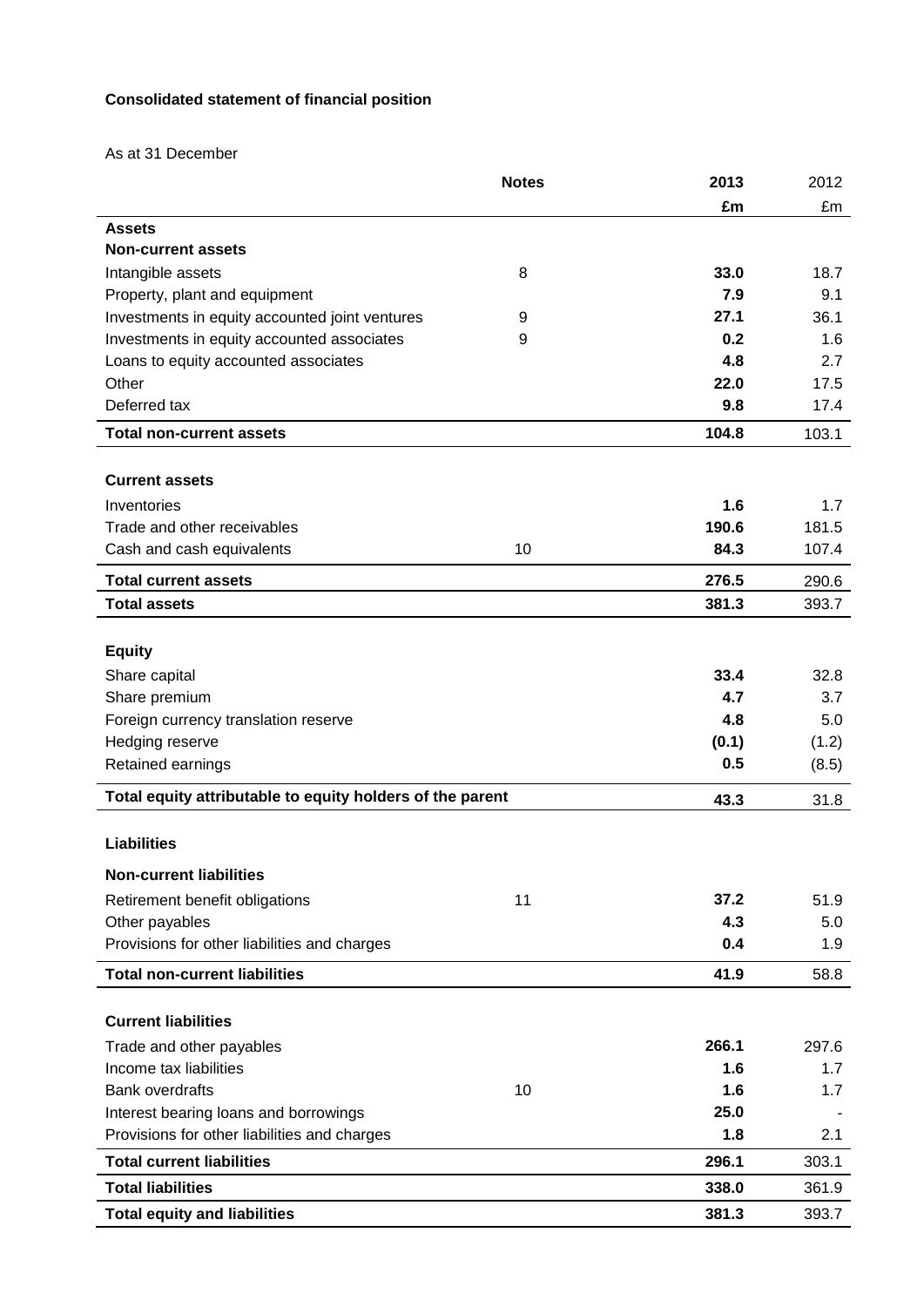**Consolidated statement of financial position**

As at 31 December

| | Notes | 2013 | 2012 |
|---|---|---|---|
| | | **£m** | £m |
| **Assets** | | | |
| **Non-current assets** | | | |
| Intangible assets | 8 | **33.0** | 18.7 |
| Property, plant and equipment | | **7.9** | 9.1 |
| Investments in equity accounted joint ventures | 9 | **27.1** | 36.1 |
| Investments in equity accounted associates | 9 | **0.2** | 1.6 |
| Loans to equity accounted associates | | **4.8** | 2.7 |
| Other | | **22.0** | 17.5 |
| Deferred tax | | **9.8** | 17.4 |
| **Total non-current assets** | | **104.8** | 103.1 |
| | | | |
| **Current assets** | | | |
| Inventories | | **1.6** | 1.7 |
| Trade and other receivables | | **190.6** | 181.5 |
| Cash and cash equivalents | 10 | **84.3** | 107.4 |
| **Total current assets** | | **276.5** | 290.6 |
| **Total assets** | | **381.3** | 393.7 |
| | | | |
| **Equity** | | | |
| Share capital | | **33.4** | 32.8 |
| Share premium | | **4.7** | 3.7 |
| Foreign currency translation reserve | | **4.8** | 5.0 |
| Hedging reserve | | **(0.1)** | (1.2) |
| Retained earnings | | **0.5** | (8.5) |
| **Total equity attributable to equity holders of the parent** | | **43.3** | 31.8 |
| | | | |
| **Liabilities** | | | |
| **Non-current liabilities** | | | |
| Retirement benefit obligations | 11 | **37.2** | 51.9 |
| Other payables | | **4.3** | 5.0 |
| Provisions for other liabilities and charges | | **0.4** | 1.9 |
| **Total non-current liabilities** | | **41.9** | 58.8 |
| | | | |
| **Current liabilities** | | | |
| Trade and other payables | | **266.1** | 297.6 |
| Income tax liabilities | | **1.6** | 1.7 |
| Bank overdrafts | 10 | **1.6** | 1.7 |
| Interest bearing loans and borrowings | | **25.0** | - |
| Provisions for other liabilities and charges | | **1.8** | 2.1 |
| **Total current liabilities** | | **296.1** | 303.1 |
| **Total liabilities** | | **338.0** | 361.9 |
| **Total equity and liabilities** | | **381.3** | 393.7 |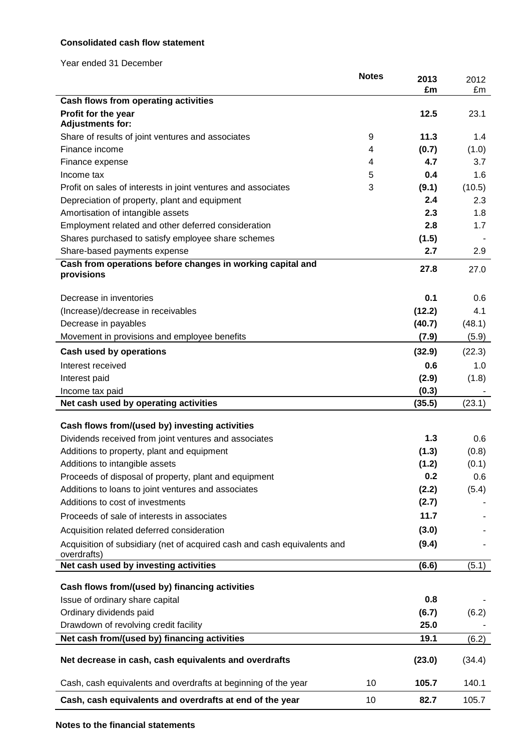**Consolidated cash flow statement**

Year ended 31 December

| | Notes | 2013 £m | 2012 £m |
|---|---|---|---|
| **Cash flows from operating activities** | | | |
| **Profit for the year** | | **12.5** | 23.1 |
| **Adjustments for:** | | | |
| Share of results of joint ventures and associates | 9 | **11.3** | 1.4 |
| Finance income | 4 | **(0.7)** | (1.0) |
| Finance expense | 4 | **4.7** | 3.7 |
| Income tax | 5 | **0.4** | 1.6 |
| Profit on sales of interests in joint ventures and associates | 3 | **(9.1)** | (10.5) |
| Depreciation of property, plant and equipment | | **2.4** | 2.3 |
| Amortisation of intangible assets | | **2.3** | 1.8 |
| Employment related and other deferred consideration | | **2.8** | 1.7 |
| Shares purchased to satisfy employee share schemes | | **(1.5)** | - |
| Share-based payments expense | | **2.7** | 2.9 |
| **Cash from operations before changes in working capital and provisions** | | **27.8** | 27.0 |
| Decrease in inventories | | **0.1** | 0.6 |
| (Increase)/decrease in receivables | | **(12.2)** | 4.1 |
| Decrease in payables | | **(40.7)** | (48.1) |
| Movement in provisions and employee benefits | | **(7.9)** | (5.9) |
| **Cash used by operations** | | **(32.9)** | (22.3) |
| Interest received | | **0.6** | 1.0 |
| Interest paid | | **(2.9)** | (1.8) |
| Income tax paid | | **(0.3)** | - |
| **Net cash used by operating activities** | | **(35.5)** | (23.1) |
| **Cash flows from/(used by) investing activities** | | | |
| Dividends received from joint ventures and associates | | **1.3** | 0.6 |
| Additions to property, plant and equipment | | **(1.3)** | (0.8) |
| Additions to intangible assets | | **(1.2)** | (0.1) |
| Proceeds of disposal of property, plant and equipment | | **0.2** | 0.6 |
| Additions to loans to joint ventures and associates | | **(2.2)** | (5.4) |
| Additions to cost of investments | | **(2.7)** | - |
| Proceeds of sale of interests in associates | | **11.7** | - |
| Acquisition related deferred consideration | | **(3.0)** | - |
| Acquisition of subsidiary (net of acquired cash and cash equivalents and overdrafts) | | **(9.4)** | - |
| **Net cash used by investing activities** | | **(6.6)** | (5.1) |
| **Cash flows from/(used by) financing activities** | | | |
| Issue of ordinary share capital | | **0.8** | - |
| Ordinary dividends paid | | **(6.7)** | (6.2) |
| Drawdown of revolving credit facility | | **25.0** | - |
| **Net cash from/(used by) financing activities** | | **19.1** | (6.2) |
| **Net decrease in cash, cash equivalents and overdrafts** | | **(23.0)** | (34.4) |
| Cash, cash equivalents and overdrafts at beginning of the year | 10 | **105.7** | 140.1 |
| **Cash, cash equivalents and overdrafts at end of the year** | 10 | **82.7** | 105.7 |

**Notes to the financial statements**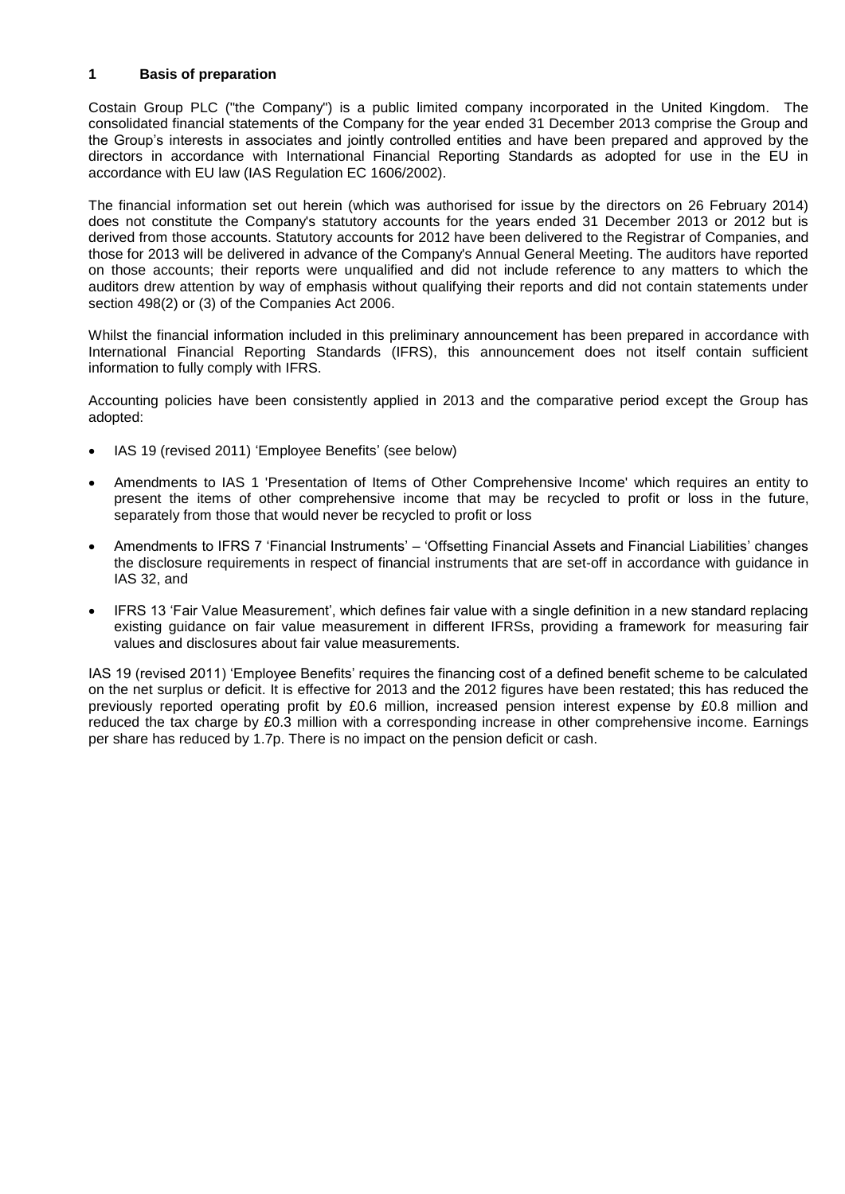## 1 Basis of preparation

Costain Group PLC ("the Company") is a public limited company incorporated in the United Kingdom. The consolidated financial statements of the Company for the year ended 31 December 2013 comprise the Group and the Group's interests in associates and jointly controlled entities and have been prepared and approved by the directors in accordance with International Financial Reporting Standards as adopted for use in the EU in accordance with EU law (IAS Regulation EC 1606/2002).

The financial information set out herein (which was authorised for issue by the directors on 26 February 2014) does not constitute the Company's statutory accounts for the years ended 31 December 2013 or 2012 but is derived from those accounts. Statutory accounts for 2012 have been delivered to the Registrar of Companies, and those for 2013 will be delivered in advance of the Company's Annual General Meeting. The auditors have reported on those accounts; their reports were unqualified and did not include reference to any matters to which the auditors drew attention by way of emphasis without qualifying their reports and did not contain statements under section 498(2) or (3) of the Companies Act 2006.

Whilst the financial information included in this preliminary announcement has been prepared in accordance with International Financial Reporting Standards (IFRS), this announcement does not itself contain sufficient information to fully comply with IFRS.

Accounting policies have been consistently applied in 2013 and the comparative period except the Group has adopted:

- IAS 19 (revised 2011) 'Employee Benefits' (see below)
- Amendments to IAS 1 'Presentation of Items of Other Comprehensive Income' which requires an entity to present the items of other comprehensive income that may be recycled to profit or loss in the future, separately from those that would never be recycled to profit or loss
- Amendments to IFRS 7 'Financial Instruments' – 'Offsetting Financial Assets and Financial Liabilities' changes the disclosure requirements in respect of financial instruments that are set-off in accordance with guidance in IAS 32, and
- IFRS 13 'Fair Value Measurement', which defines fair value with a single definition in a new standard replacing existing guidance on fair value measurement in different IFRSs, providing a framework for measuring fair values and disclosures about fair value measurements.

IAS 19 (revised 2011) 'Employee Benefits' requires the financing cost of a defined benefit scheme to be calculated on the net surplus or deficit. It is effective for 2013 and the 2012 figures have been restated; this has reduced the previously reported operating profit by £0.6 million, increased pension interest expense by £0.8 million and reduced the tax charge by £0.3 million with a corresponding increase in other comprehensive income. Earnings per share has reduced by 1.7p. There is no impact on the pension deficit or cash.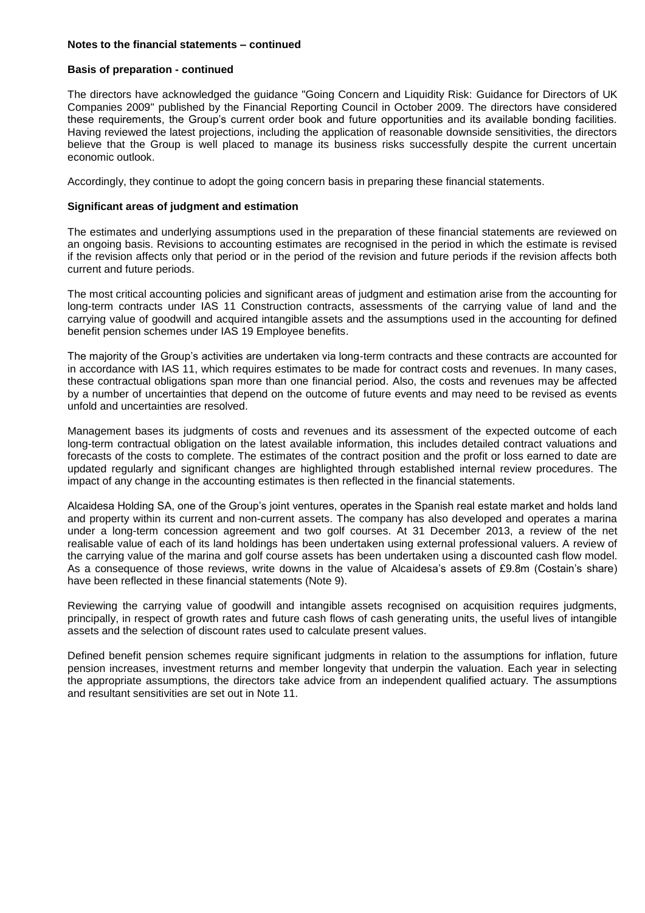**Notes to the financial statements – continued**

**Basis of preparation - continued**

The directors have acknowledged the guidance "Going Concern and Liquidity Risk: Guidance for Directors of UK Companies 2009" published by the Financial Reporting Council in October 2009. The directors have considered these requirements, the Group's current order book and future opportunities and its available bonding facilities. Having reviewed the latest projections, including the application of reasonable downside sensitivities, the directors believe that the Group is well placed to manage its business risks successfully despite the current uncertain economic outlook.

Accordingly, they continue to adopt the going concern basis in preparing these financial statements.

**Significant areas of judgment and estimation**

The estimates and underlying assumptions used in the preparation of these financial statements are reviewed on an ongoing basis. Revisions to accounting estimates are recognised in the period in which the estimate is revised if the revision affects only that period or in the period of the revision and future periods if the revision affects both current and future periods.

The most critical accounting policies and significant areas of judgment and estimation arise from the accounting for long-term contracts under IAS 11 Construction contracts, assessments of the carrying value of land and the carrying value of goodwill and acquired intangible assets and the assumptions used in the accounting for defined benefit pension schemes under IAS 19 Employee benefits.

The majority of the Group's activities are undertaken via long-term contracts and these contracts are accounted for in accordance with IAS 11, which requires estimates to be made for contract costs and revenues. In many cases, these contractual obligations span more than one financial period. Also, the costs and revenues may be affected by a number of uncertainties that depend on the outcome of future events and may need to be revised as events unfold and uncertainties are resolved.

Management bases its judgments of costs and revenues and its assessment of the expected outcome of each long-term contractual obligation on the latest available information, this includes detailed contract valuations and forecasts of the costs to complete. The estimates of the contract position and the profit or loss earned to date are updated regularly and significant changes are highlighted through established internal review procedures. The impact of any change in the accounting estimates is then reflected in the financial statements.

Alcaidesa Holding SA, one of the Group's joint ventures, operates in the Spanish real estate market and holds land and property within its current and non-current assets. The company has also developed and operates a marina under a long-term concession agreement and two golf courses. At 31 December 2013, a review of the net realisable value of each of its land holdings has been undertaken using external professional valuers. A review of the carrying value of the marina and golf course assets has been undertaken using a discounted cash flow model. As a consequence of those reviews, write downs in the value of Alcaidesa's assets of £9.8m (Costain's share) have been reflected in these financial statements (Note 9).

Reviewing the carrying value of goodwill and intangible assets recognised on acquisition requires judgments, principally, in respect of growth rates and future cash flows of cash generating units, the useful lives of intangible assets and the selection of discount rates used to calculate present values.

Defined benefit pension schemes require significant judgments in relation to the assumptions for inflation, future pension increases, investment returns and member longevity that underpin the valuation. Each year in selecting the appropriate assumptions, the directors take advice from an independent qualified actuary. The assumptions and resultant sensitivities are set out in Note 11.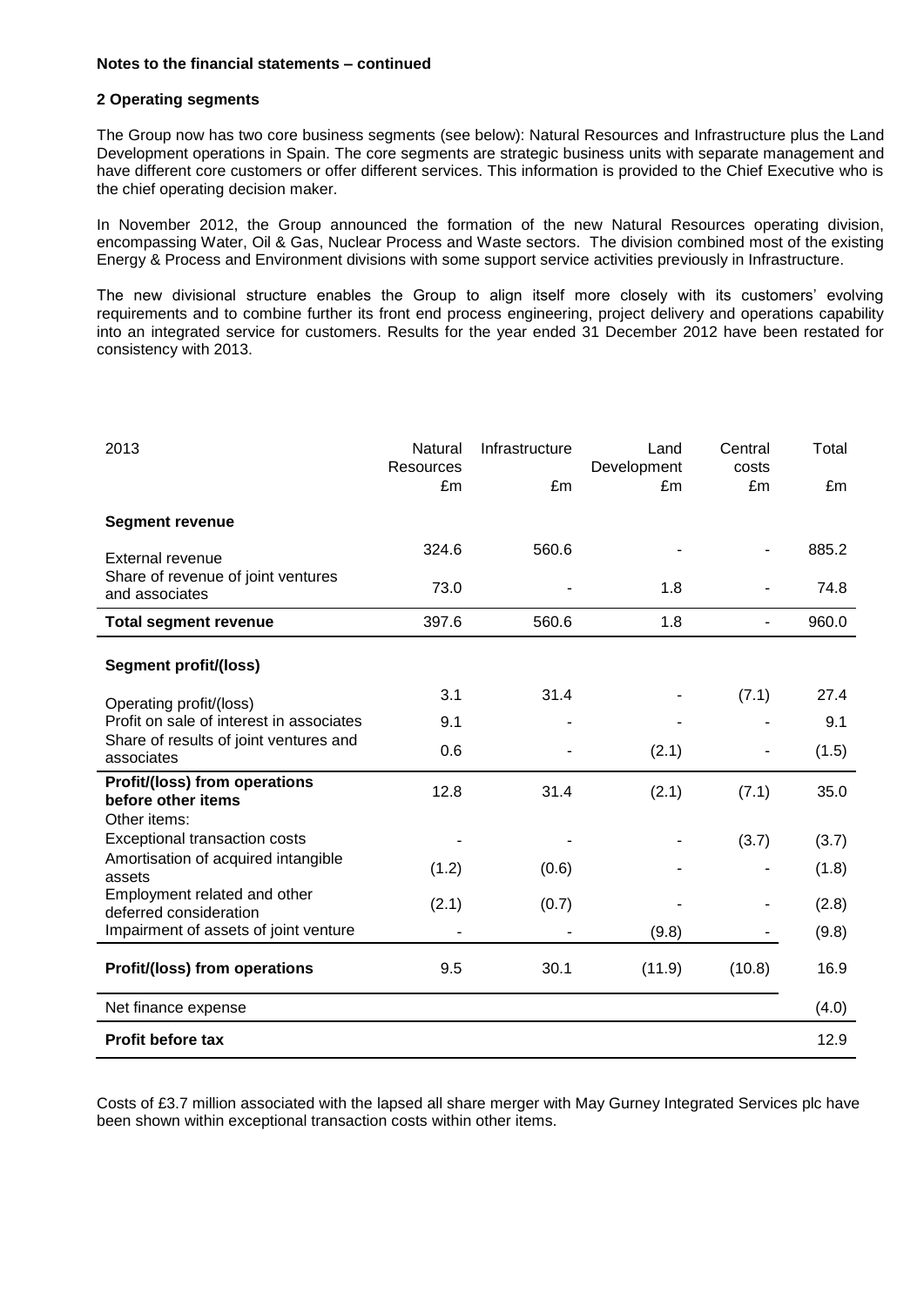**Notes to the financial statements – continued**

**2 Operating segments**

The Group now has two core business segments (see below): Natural Resources and Infrastructure plus the Land Development operations in Spain. The core segments are strategic business units with separate management and have different core customers or offer different services. This information is provided to the Chief Executive who is the chief operating decision maker.

In November 2012, the Group announced the formation of the new Natural Resources operating division, encompassing Water, Oil & Gas, Nuclear Process and Waste sectors. The division combined most of the existing Energy & Process and Environment divisions with some support service activities previously in Infrastructure.

The new divisional structure enables the Group to align itself more closely with its customers' evolving requirements and to combine further its front end process engineering, project delivery and operations capability into an integrated service for customers. Results for the year ended 31 December 2012 have been restated for consistency with 2013.

| 2013 | Natural Resources £m | Infrastructure £m | Land Development £m | Central costs £m | Total £m |
|---|---|---|---|---|---|
| **Segment revenue** | | | | | |
| External revenue | 324.6 | 560.6 | - | - | 885.2 |
| Share of revenue of joint ventures and associates | 73.0 | - | 1.8 | - | 74.8 |
| **Total segment revenue** | 397.6 | 560.6 | 1.8 | - | 960.0 |
| **Segment profit/(loss)** | | | | | |
| Operating profit/(loss) | 3.1 | 31.4 | - | (7.1) | 27.4 |
| Profit on sale of interest in associates | 9.1 | - | - | - | 9.1 |
| Share of results of joint ventures and associates | 0.6 | - | (2.1) | - | (1.5) |
| **Profit/(loss) from operations before other items** | 12.8 | 31.4 | (2.1) | (7.1) | 35.0 |
| Other items: | | | | | |
| Exceptional transaction costs | - | - | - | (3.7) | (3.7) |
| Amortisation of acquired intangible assets | (1.2) | (0.6) | - | - | (1.8) |
| Employment related and other deferred consideration | (2.1) | (0.7) | - | - | (2.8) |
| Impairment of assets of joint venture | - | - | (9.8) | - | (9.8) |
| **Profit/(loss) from operations** | 9.5 | 30.1 | (11.9) | (10.8) | 16.9 |
| Net finance expense | | | | | (4.0) |
| **Profit before tax** | | | | | 12.9 |

Costs of £3.7 million associated with the lapsed all share merger with May Gurney Integrated Services plc have been shown within exceptional transaction costs within other items.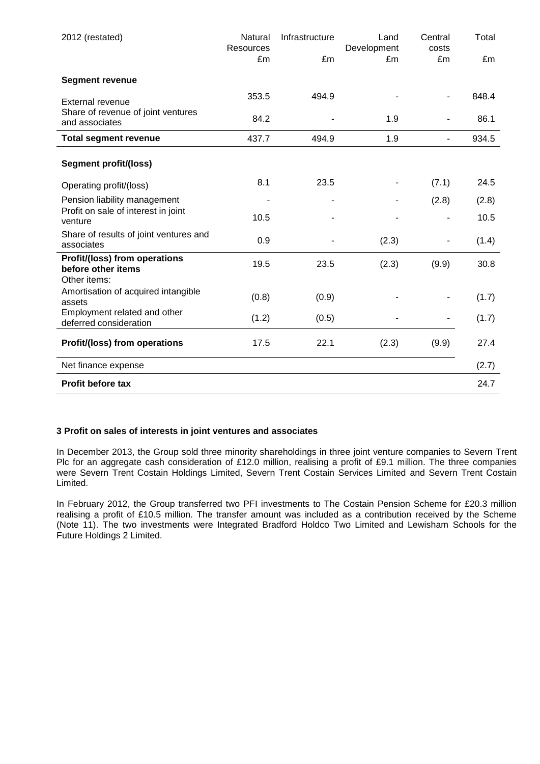| 2012 (restated) | Natural Resources £m | Infrastructure £m | Land Development £m | Central costs £m | Total £m |
|---|---|---|---|---|---|
| **Segment revenue** | | | | | |
| External revenue | 353.5 | 494.9 | - | - | 848.4 |
| Share of revenue of joint ventures and associates | 84.2 | - | 1.9 | - | 86.1 |
| **Total segment revenue** | 437.7 | 494.9 | 1.9 | - | 934.5 |
| **Segment profit/(loss)** | | | | | |
| Operating profit/(loss) | 8.1 | 23.5 | - | (7.1) | 24.5 |
| Pension liability management | - | - | - | (2.8) | (2.8) |
| Profit on sale of interest in joint venture | 10.5 | - | - | - | 10.5 |
| Share of results of joint ventures and associates | 0.9 | - | (2.3) | - | (1.4) |
| **Profit/(loss) from operations before other items** | 19.5 | 23.5 | (2.3) | (9.9) | 30.8 |
| Other items: | | | | | |
| Amortisation of acquired intangible assets | (0.8) | (0.9) | - | - | (1.7) |
| Employment related and other deferred consideration | (1.2) | (0.5) | - | - | (1.7) |
| **Profit/(loss) from operations** | 17.5 | 22.1 | (2.3) | (9.9) | 27.4 |
| Net finance expense | | | | | (2.7) |
| **Profit before tax** | | | | | 24.7 |

**3 Profit on sales of interests in joint ventures and associates**

In December 2013, the Group sold three minority shareholdings in three joint venture companies to Severn Trent Plc for an aggregate cash consideration of £12.0 million, realising a profit of £9.1 million. The three companies were Severn Trent Costain Holdings Limited, Severn Trent Costain Services Limited and Severn Trent Costain Limited.

In February 2012, the Group transferred two PFI investments to The Costain Pension Scheme for £20.3 million realising a profit of £10.5 million. The transfer amount was included as a contribution received by the Scheme (Note 11). The two investments were Integrated Bradford Holdco Two Limited and Lewisham Schools for the Future Holdings 2 Limited.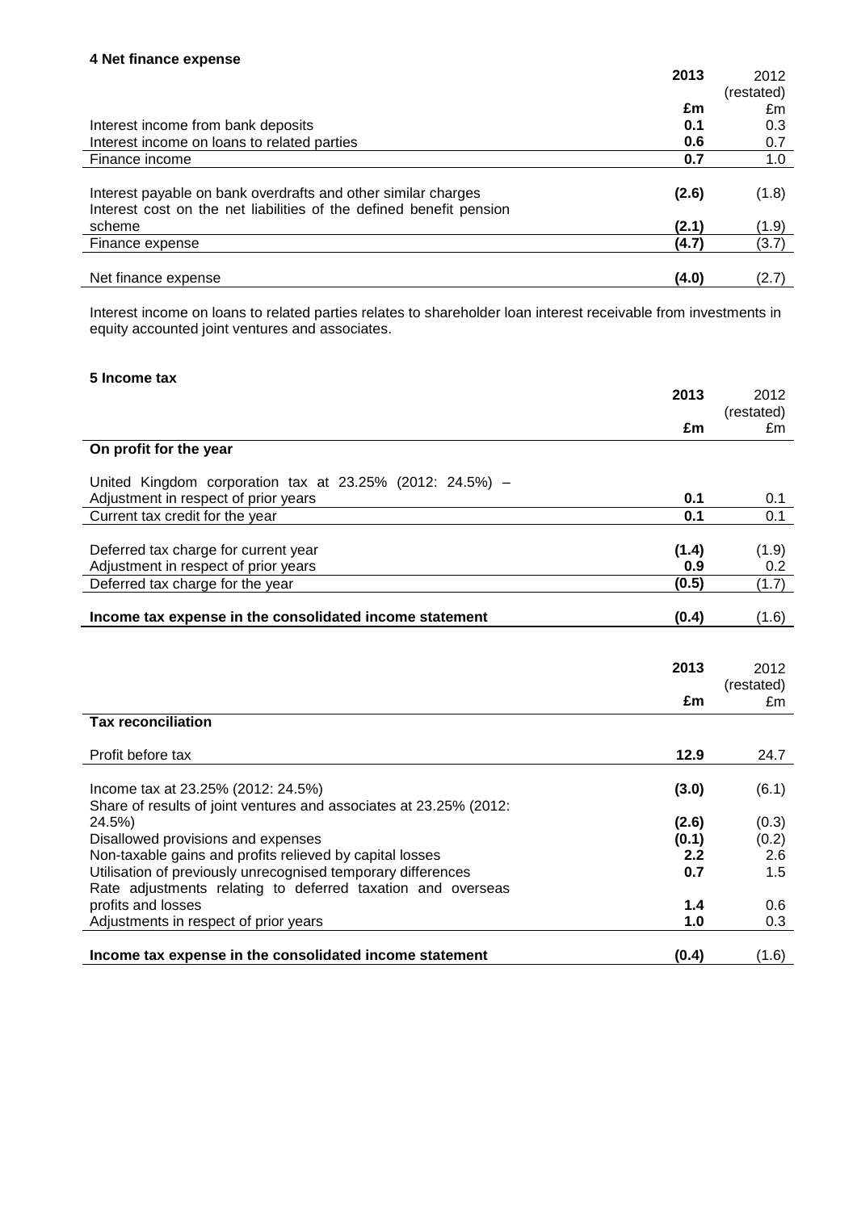### 4 Net finance expense

| | 2013 | 2012 (restated) |
|---|---|---|
| | £m | £m |
| Interest income from bank deposits | 0.1 | 0.3 |
| Interest income on loans to related parties | 0.6 | 0.7 |
| Finance income | 0.7 | 1.0 |
| | | |
| Interest payable on bank overdrafts and other similar charges | (2.6) | (1.8) |
| Interest cost on the net liabilities of the defined benefit pension scheme | (2.1) | (1.9) |
| Finance expense | (4.7) | (3.7) |
| | | |
| Net finance expense | (4.0) | (2.7) |

Interest income on loans to related parties relates to shareholder loan interest receivable from investments in equity accounted joint ventures and associates.

### 5 Income tax

| | 2013 | 2012 (restated) |
|---|---|---|
| | £m | £m |
| **On profit for the year** | | |
| United Kingdom corporation tax at 23.25% (2012: 24.5%) – Adjustment in respect of prior years | 0.1 | 0.1 |
| Current tax credit for the year | 0.1 | 0.1 |
| | | |
| Deferred tax charge for current year | (1.4) | (1.9) |
| Adjustment in respect of prior years | 0.9 | 0.2 |
| Deferred tax charge for the year | (0.5) | (1.7) |
| | | |
| **Income tax expense in the consolidated income statement** | (0.4) | (1.6) |

| | 2013 | 2012 (restated) |
|---|---|---|
| | £m | £m |
| **Tax reconciliation** | | |
| Profit before tax | 12.9 | 24.7 |
| | | |
| Income tax at 23.25% (2012: 24.5%) | (3.0) | (6.1) |
| Share of results of joint ventures and associates at 23.25% (2012: 24.5%) | (2.6) | (0.3) |
| Disallowed provisions and expenses | (0.1) | (0.2) |
| Non-taxable gains and profits relieved by capital losses | 2.2 | 2.6 |
| Utilisation of previously unrecognised temporary differences | 0.7 | 1.5 |
| Rate adjustments relating to deferred taxation and overseas profits and losses | 1.4 | 0.6 |
| Adjustments in respect of prior years | 1.0 | 0.3 |
| | | |
| **Income tax expense in the consolidated income statement** | (0.4) | (1.6) |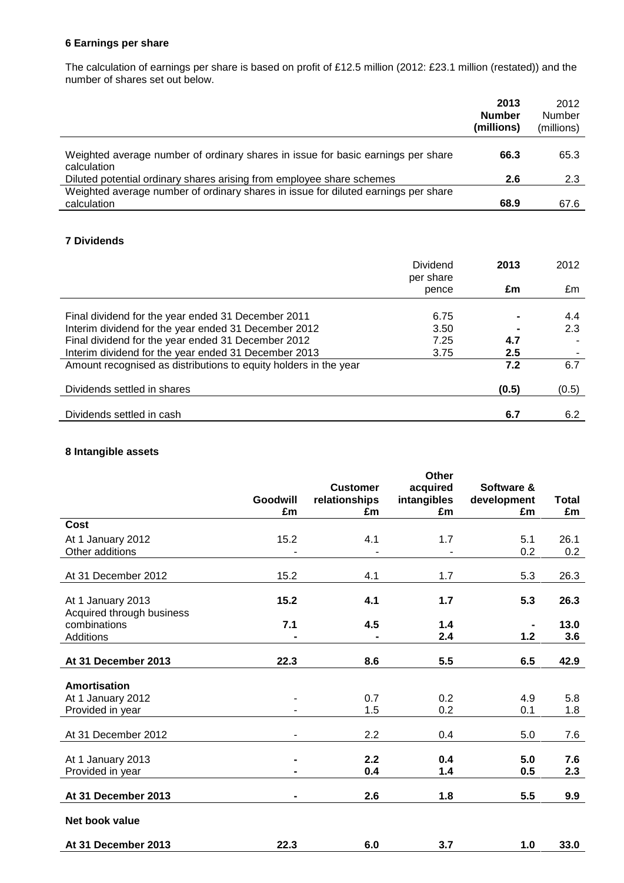### 6 Earnings per share

The calculation of earnings per share is based on profit of £12.5 million (2012: £23.1 million (restated)) and the number of shares set out below.

| | **2013 Number (millions)** | 2012 Number (millions) |
|---|---|---|
| Weighted average number of ordinary shares in issue for basic earnings per share calculation | **66.3** | 65.3 |
| Diluted potential ordinary shares arising from employee share schemes | **2.6** | 2.3 |
| Weighted average number of ordinary shares in issue for diluted earnings per share calculation | **68.9** | 67.6 |

### 7 Dividends

| | Dividend per share pence | **2013 £m** | 2012 £m |
|---|---|---|---|
| Final dividend for the year ended 31 December 2011 | 6.75 | **-** | 4.4 |
| Interim dividend for the year ended 31 December 2012 | 3.50 | **-** | 2.3 |
| Final dividend for the year ended 31 December 2012 | 7.25 | **4.7** | - |
| Interim dividend for the year ended 31 December 2013 | 3.75 | **2.5** | - |
| Amount recognised as distributions to equity holders in the year | | **7.2** | 6.7 |
| Dividends settled in shares | | **(0.5)** | (0.5) |
| Dividends settled in cash | | **6.7** | 6.2 |

### 8 Intangible assets

| | **Goodwill £m** | **Customer relationships £m** | **Other acquired intangibles £m** | **Software & development £m** | **Total £m** |
|---|---|---|---|---|---|
| **Cost** | | | | | |
| At 1 January 2012 | 15.2 | 4.1 | 1.7 | 5.1 | 26.1 |
| Other additions | - | - | - | 0.2 | 0.2 |
| At 31 December 2012 | 15.2 | 4.1 | 1.7 | 5.3 | 26.3 |
| At 1 January 2013 | **15.2** | **4.1** | **1.7** | **5.3** | **26.3** |
| Acquired through business combinations | **7.1** | **4.5** | **1.4** | **-** | **13.0** |
| Additions | **-** | **-** | **2.4** | **1.2** | **3.6** |
| **At 31 December 2013** | **22.3** | **8.6** | **5.5** | **6.5** | **42.9** |
| **Amortisation** | | | | | |
| At 1 January 2012 | - | 0.7 | 0.2 | 4.9 | 5.8 |
| Provided in year | - | 1.5 | 0.2 | 0.1 | 1.8 |
| At 31 December 2012 | - | 2.2 | 0.4 | 5.0 | 7.6 |
| At 1 January 2013 | **-** | **2.2** | **0.4** | **5.0** | **7.6** |
| Provided in year | **-** | **0.4** | **1.4** | **0.5** | **2.3** |
| **At 31 December 2013** | **-** | **2.6** | **1.8** | **5.5** | **9.9** |
| **Net book value** | | | | | |
| **At 31 December 2013** | **22.3** | **6.0** | **3.7** | **1.0** | **33.0** |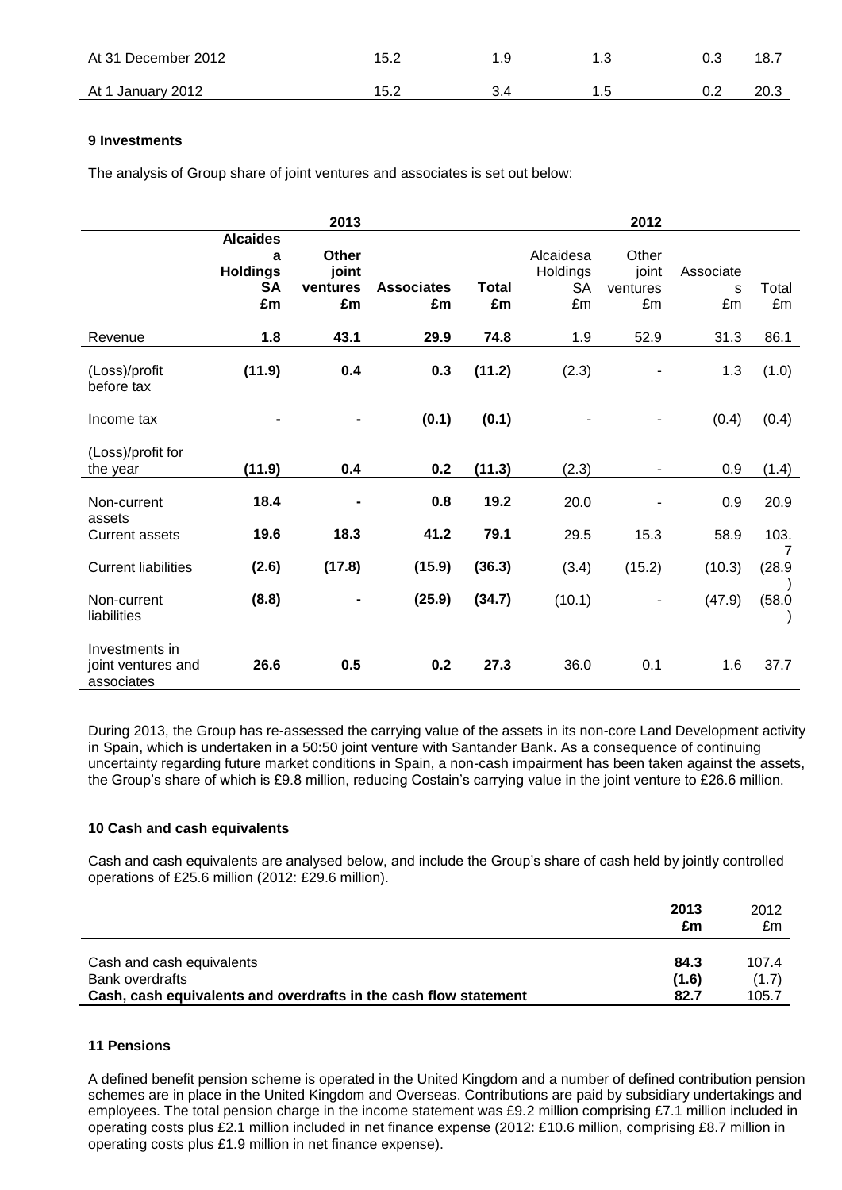| At 31 December 2012 | 15.2 | 1.9 | 1.3 | 0.3 | 18.7 |
|---|---|---|---|---|---|
| At 1 January 2012 | 15.2 | 3.4 | 1.5 | 0.2 | 20.3 |

**9 Investments**

The analysis of Group share of joint ventures and associates is set out below:

| | **2013** | | | | **2012** | | | |
|---|---|---|---|---|---|---|---|---|
| | **Alcaidesa Holdings SA £m** | **Other joint ventures £m** | **Associates £m** | **Total £m** | Alcaidesa Holdings SA £m | Other joint ventures £m | Associates £m | Total £m |
| Revenue | **1.8** | **43.1** | **29.9** | **74.8** | 1.9 | 52.9 | 31.3 | 86.1 |
| (Loss)/profit before tax | **(11.9)** | **0.4** | **0.3** | **(11.2)** | (2.3) | - | 1.3 | (1.0) |
| Income tax | **-** | **-** | **(0.1)** | **(0.1)** | - | - | (0.4) | (0.4) |
| (Loss)/profit for the year | **(11.9)** | **0.4** | **0.2** | **(11.3)** | (2.3) | - | 0.9 | (1.4) |
| Non-current assets | **18.4** | **-** | **0.8** | **19.2** | 20.0 | - | 0.9 | 20.9 |
| Current assets | **19.6** | **18.3** | **41.2** | **79.1** | 29.5 | 15.3 | 58.9 | 103.7 |
| Current liabilities | **(2.6)** | **(17.8)** | **(15.9)** | **(36.3)** | (3.4) | (15.2) | (10.3) | (28.9) |
| Non-current liabilities | **(8.8)** | **-** | **(25.9)** | **(34.7)** | (10.1) | - | (47.9) | (58.0) |
| Investments in joint ventures and associates | **26.6** | **0.5** | **0.2** | **27.3** | 36.0 | 0.1 | 1.6 | 37.7 |

During 2013, the Group has re-assessed the carrying value of the assets in its non-core Land Development activity in Spain, which is undertaken in a 50:50 joint venture with Santander Bank. As a consequence of continuing uncertainty regarding future market conditions in Spain, a non-cash impairment has been taken against the assets, the Group's share of which is £9.8 million, reducing Costain's carrying value in the joint venture to £26.6 million.

**10 Cash and cash equivalents**

Cash and cash equivalents are analysed below, and include the Group's share of cash held by jointly controlled operations of £25.6 million (2012: £29.6 million).

| | **2013 £m** | 2012 £m |
|---|---|---|
| Cash and cash equivalents | **84.3** | 107.4 |
| Bank overdrafts | **(1.6)** | (1.7) |
| **Cash, cash equivalents and overdrafts in the cash flow statement** | **82.7** | 105.7 |

**11 Pensions**

A defined benefit pension scheme is operated in the United Kingdom and a number of defined contribution pension schemes are in place in the United Kingdom and Overseas. Contributions are paid by subsidiary undertakings and employees. The total pension charge in the income statement was £9.2 million comprising £7.1 million included in operating costs plus £2.1 million included in net finance expense (2012: £10.6 million, comprising £8.7 million in operating costs plus £1.9 million in net finance expense).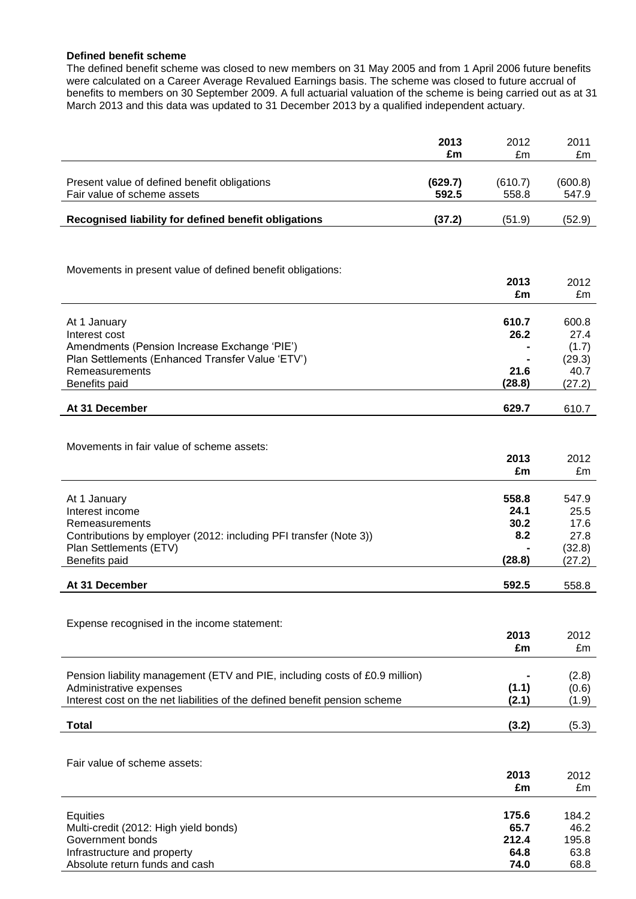**Defined benefit scheme**

The defined benefit scheme was closed to new members on 31 May 2005 and from 1 April 2006 future benefits were calculated on a Career Average Revalued Earnings basis. The scheme was closed to future accrual of benefits to members on 30 September 2009. A full actuarial valuation of the scheme is being carried out as at 31 March 2013 and this data was updated to 31 December 2013 by a qualified independent actuary.

| | **2013 £m** | 2012 £m | 2011 £m |
|---|---|---|---|
| Present value of defined benefit obligations | **(629.7)** | (610.7) | (600.8) |
| Fair value of scheme assets | **592.5** | 558.8 | 547.9 |
| **Recognised liability for defined benefit obligations** | **(37.2)** | (51.9) | (52.9) |

Movements in present value of defined benefit obligations:

| | **2013 £m** | 2012 £m |
|---|---|---|
| At 1 January | **610.7** | 600.8 |
| Interest cost | **26.2** | 27.4 |
| Amendments (Pension Increase Exchange 'PIE') | **-** | (1.7) |
| Plan Settlements (Enhanced Transfer Value 'ETV') | **-** | (29.3) |
| Remeasurements | **21.6** | 40.7 |
| Benefits paid | **(28.8)** | (27.2) |
| **At 31 December** | **629.7** | 610.7 |

Movements in fair value of scheme assets:

| | **2013 £m** | 2012 £m |
|---|---|---|
| At 1 January | **558.8** | 547.9 |
| Interest income | **24.1** | 25.5 |
| Remeasurements | **30.2** | 17.6 |
| Contributions by employer (2012: including PFI transfer (Note 3)) | **8.2** | 27.8 |
| Plan Settlements (ETV) | **-** | (32.8) |
| Benefits paid | **(28.8)** | (27.2) |
| **At 31 December** | **592.5** | 558.8 |

Expense recognised in the income statement:

| | **2013 £m** | 2012 £m |
|---|---|---|
| Pension liability management (ETV and PIE, including costs of £0.9 million) | **-** | (2.8) |
| Administrative expenses | **(1.1)** | (0.6) |
| Interest cost on the net liabilities of the defined benefit pension scheme | **(2.1)** | (1.9) |
| **Total** | **(3.2)** | (5.3) |

Fair value of scheme assets:

| | **2013 £m** | 2012 £m |
|---|---|---|
| Equities | **175.6** | 184.2 |
| Multi-credit (2012: High yield bonds) | **65.7** | 46.2 |
| Government bonds | **212.4** | 195.8 |
| Infrastructure and property | **64.8** | 63.8 |
| Absolute return funds and cash | **74.0** | 68.8 |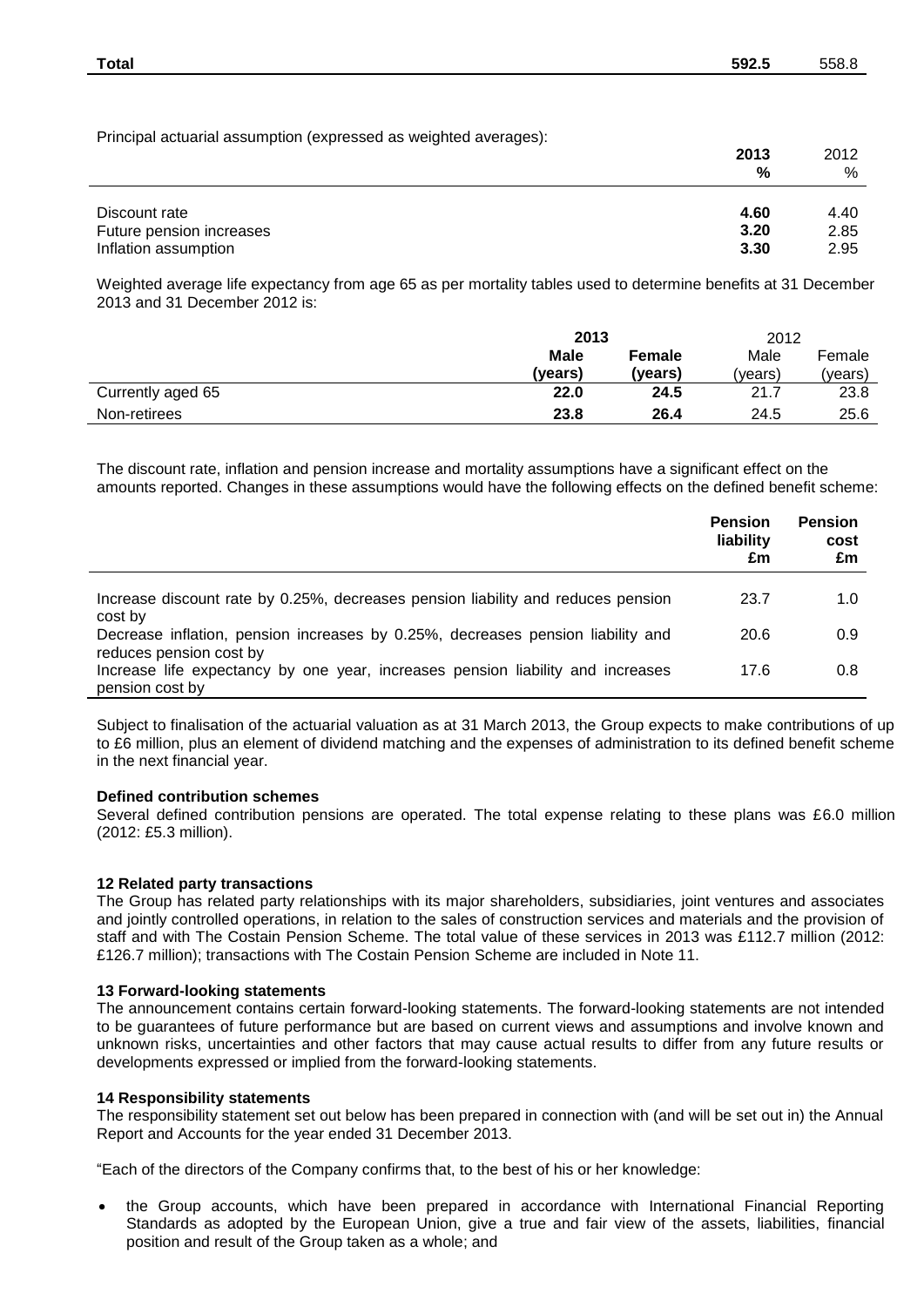| | | |
|---|---|---|
| **Total** | **592.5** | 558.8 |

Principal actuarial assumption (expressed as weighted averages):

| | **2013** **%** | 2012 % |
|---|---|---|
| Discount rate | **4.60** | 4.40 |
| Future pension increases | **3.20** | 2.85 |
| Inflation assumption | **3.30** | 2.95 |

Weighted average life expectancy from age 65 as per mortality tables used to determine benefits at 31 December 2013 and 31 December 2012 is:

| | **2013** | | 2012 | |
|---|---|---|---|---|
| | **Male (years)** | **Female (years)** | Male (years) | Female (years) |
| Currently aged 65 | **22.0** | **24.5** | 21.7 | 23.8 |
| Non-retirees | **23.8** | **26.4** | 24.5 | 25.6 |

The discount rate, inflation and pension increase and mortality assumptions have a significant effect on the amounts reported. Changes in these assumptions would have the following effects on the defined benefit scheme:

| | **Pension liability £m** | **Pension cost £m** |
|---|---|---|
| Increase discount rate by 0.25%, decreases pension liability and reduces pension cost by | 23.7 | 1.0 |
| Decrease inflation, pension increases by 0.25%, decreases pension liability and reduces pension cost by | 20.6 | 0.9 |
| Increase life expectancy by one year, increases pension liability and increases pension cost by | 17.6 | 0.8 |

Subject to finalisation of the actuarial valuation as at 31 March 2013, the Group expects to make contributions of up to £6 million, plus an element of dividend matching and the expenses of administration to its defined benefit scheme in the next financial year.

**Defined contribution schemes**

Several defined contribution pensions are operated. The total expense relating to these plans was £6.0 million (2012: £5.3 million).

**12 Related party transactions**

The Group has related party relationships with its major shareholders, subsidiaries, joint ventures and associates and jointly controlled operations, in relation to the sales of construction services and materials and the provision of staff and with The Costain Pension Scheme. The total value of these services in 2013 was £112.7 million (2012: £126.7 million); transactions with The Costain Pension Scheme are included in Note 11.

**13 Forward-looking statements**

The announcement contains certain forward-looking statements. The forward-looking statements are not intended to be guarantees of future performance but are based on current views and assumptions and involve known and unknown risks, uncertainties and other factors that may cause actual results to differ from any future results or developments expressed or implied from the forward-looking statements.

**14 Responsibility statements**

The responsibility statement set out below has been prepared in connection with (and will be set out in) the Annual Report and Accounts for the year ended 31 December 2013.

"Each of the directors of the Company confirms that, to the best of his or her knowledge:

- the Group accounts, which have been prepared in accordance with International Financial Reporting Standards as adopted by the European Union, give a true and fair view of the assets, liabilities, financial position and result of the Group taken as a whole; and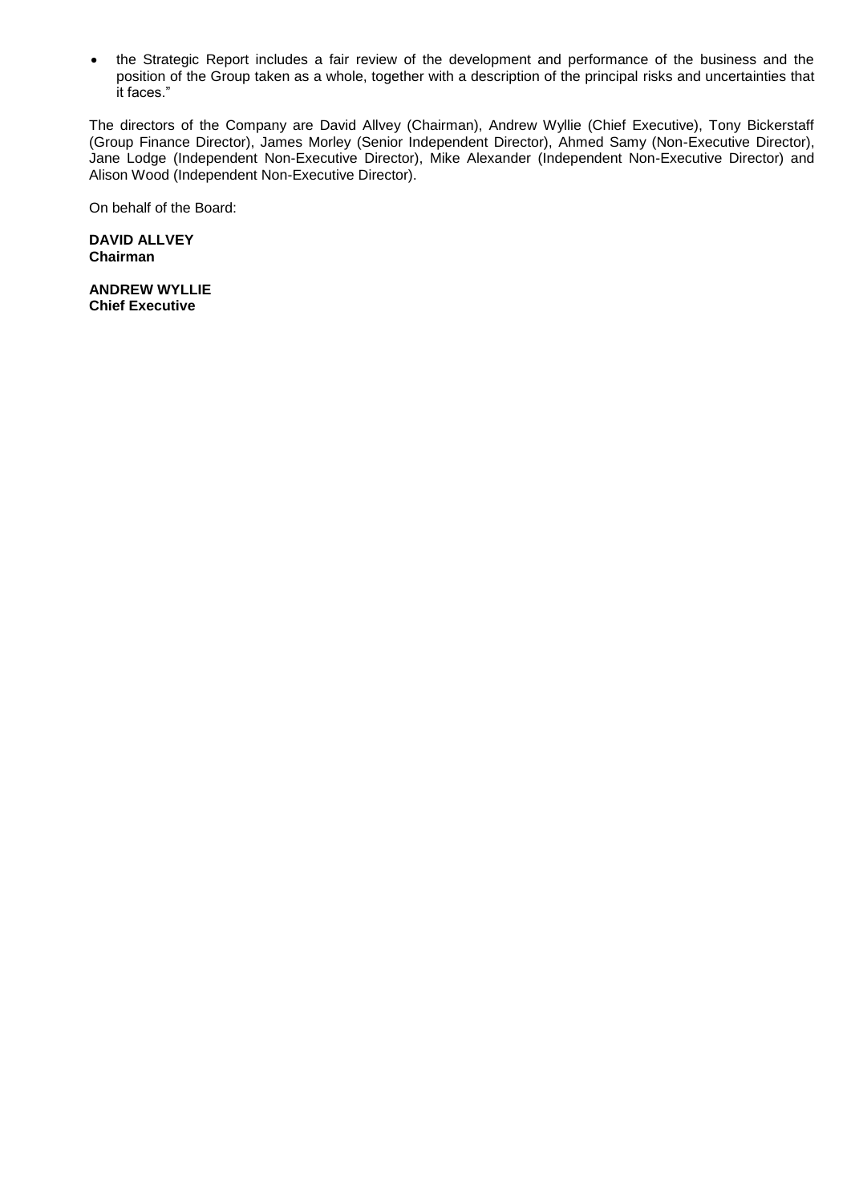- the Strategic Report includes a fair review of the development and performance of the business and the position of the Group taken as a whole, together with a description of the principal risks and uncertainties that it faces."

The directors of the Company are David Allvey (Chairman), Andrew Wyllie (Chief Executive), Tony Bickerstaff (Group Finance Director), James Morley (Senior Independent Director), Ahmed Samy (Non-Executive Director), Jane Lodge (Independent Non-Executive Director), Mike Alexander (Independent Non-Executive Director) and Alison Wood (Independent Non-Executive Director).

On behalf of the Board:

**DAVID ALLVEY**
**Chairman**

**ANDREW WYLLIE**
**Chief Executive**